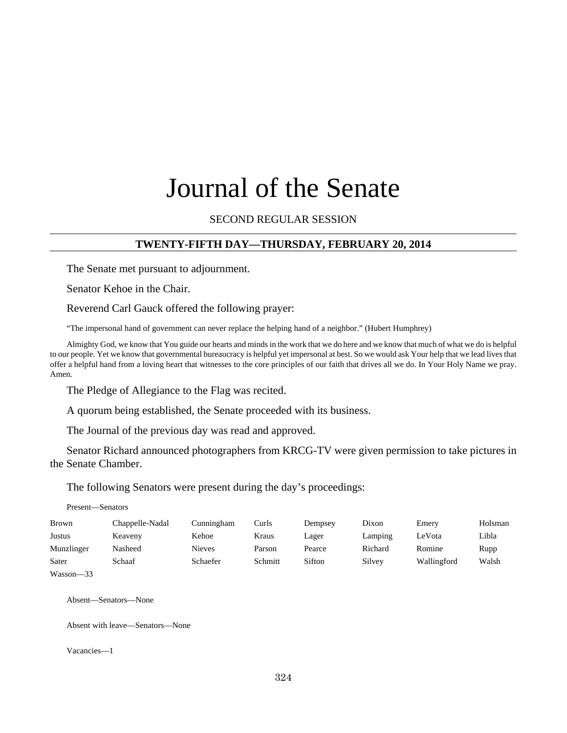# Journal of the Senate

SECOND REGULAR SESSION

## TWENTY-FIFTH DAY—THURSDAY, FEBRUARY 20, 2014

The Senate met pursuant to adjournment.

Senator Kehoe in the Chair.

Reverend Carl Gauck offered the following prayer:

"The impersonal hand of government can never replace the helping hand of a neighbor." (Hubert Humphrey)

Almighty God, we know that You guide our hearts and minds in the work that we do here and we know that much of what we do is helpful to our people. Yet we know that governmental bureaucracy is helpful yet impersonal at best. So we would ask Your help that we lead lives that offer a helpful hand from a loving heart that witnesses to the core principles of our faith that drives all we do. In Your Holy Name we pray. Amen.

The Pledge of Allegiance to the Flag was recited.

A quorum being established, the Senate proceeded with its business.

The Journal of the previous day was read and approved.

Senator Richard announced photographers from KRCG-TV were given permission to take pictures in the Senate Chamber.

The following Senators were present during the day's proceedings:

Present—Senators

| | | | | | | | |
|---|---|---|---|---|---|---|---|
| Brown | Chappelle-Nadal | Cunningham | Curls | Dempsey | Dixon | Emery | Holsman |
| Justus | Keaveny | Kehoe | Kraus | Lager | Lamping | LeVota | Libla |
| Munzlinger | Nasheed | Nieves | Parson | Pearce | Richard | Romine | Rupp |
| Sater | Schaaf | Schaefer | Schmitt | Sifton | Silvey | Wallingford | Walsh |
| Wasson—33 | | | | | | | |

Absent—Senators—None

Absent with leave—Senators—None

Vacancies—1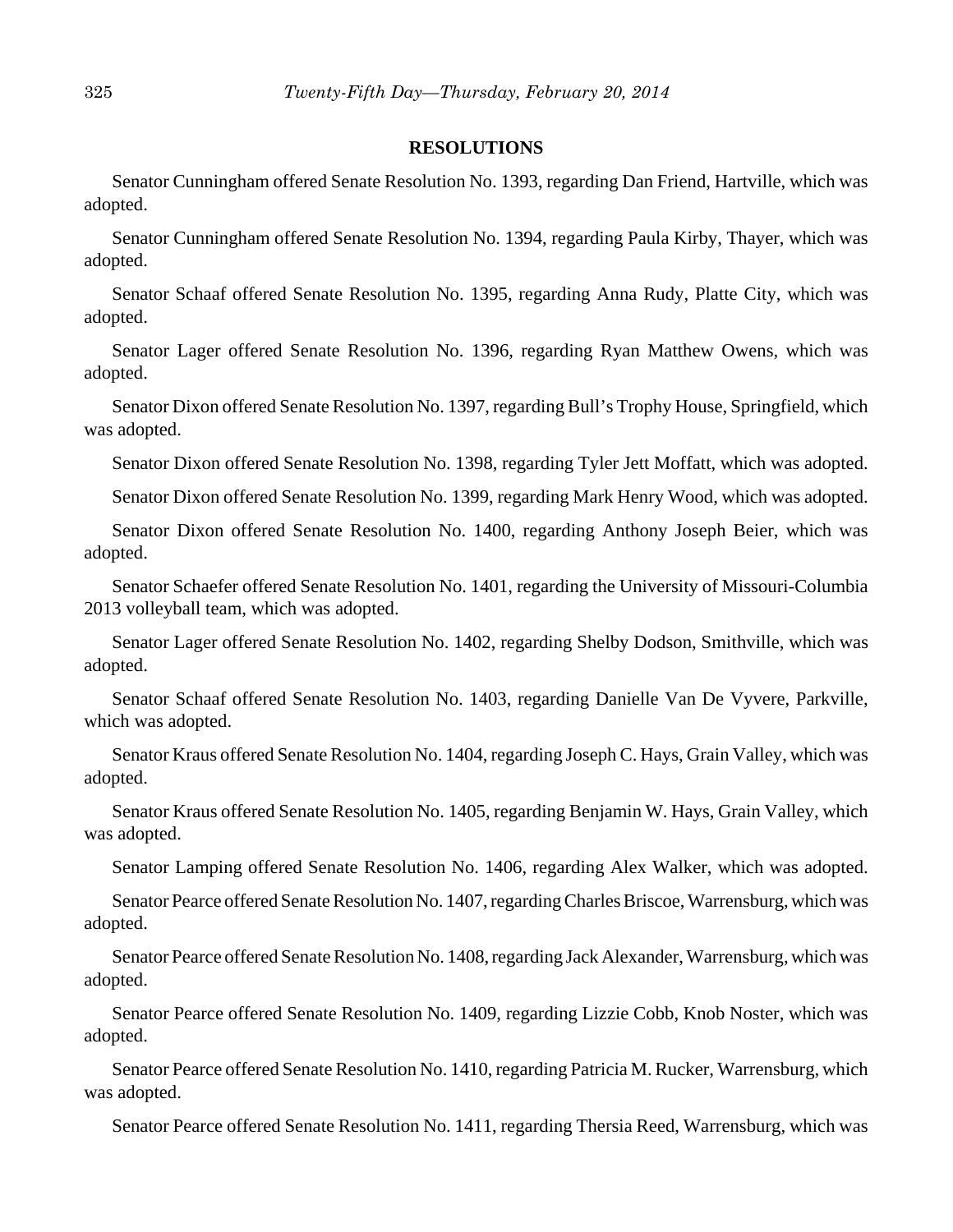## RESOLUTIONS

Senator Cunningham offered Senate Resolution No. 1393, regarding Dan Friend, Hartville, which was adopted.

Senator Cunningham offered Senate Resolution No. 1394, regarding Paula Kirby, Thayer, which was adopted.

Senator Schaaf offered Senate Resolution No. 1395, regarding Anna Rudy, Platte City, which was adopted.

Senator Lager offered Senate Resolution No. 1396, regarding Ryan Matthew Owens, which was adopted.

Senator Dixon offered Senate Resolution No. 1397, regarding Bull's Trophy House, Springfield, which was adopted.

Senator Dixon offered Senate Resolution No. 1398, regarding Tyler Jett Moffatt, which was adopted.

Senator Dixon offered Senate Resolution No. 1399, regarding Mark Henry Wood, which was adopted.

Senator Dixon offered Senate Resolution No. 1400, regarding Anthony Joseph Beier, which was adopted.

Senator Schaefer offered Senate Resolution No. 1401, regarding the University of Missouri-Columbia 2013 volleyball team, which was adopted.

Senator Lager offered Senate Resolution No. 1402, regarding Shelby Dodson, Smithville, which was adopted.

Senator Schaaf offered Senate Resolution No. 1403, regarding Danielle Van De Vyvere, Parkville, which was adopted.

Senator Kraus offered Senate Resolution No. 1404, regarding Joseph C. Hays, Grain Valley, which was adopted.

Senator Kraus offered Senate Resolution No. 1405, regarding Benjamin W. Hays, Grain Valley, which was adopted.

Senator Lamping offered Senate Resolution No. 1406, regarding Alex Walker, which was adopted.

Senator Pearce offered Senate Resolution No. 1407, regarding Charles Briscoe, Warrensburg, which was adopted.

Senator Pearce offered Senate Resolution No. 1408, regarding Jack Alexander, Warrensburg, which was adopted.

Senator Pearce offered Senate Resolution No. 1409, regarding Lizzie Cobb, Knob Noster, which was adopted.

Senator Pearce offered Senate Resolution No. 1410, regarding Patricia M. Rucker, Warrensburg, which was adopted.

Senator Pearce offered Senate Resolution No. 1411, regarding Thersia Reed, Warrensburg, which was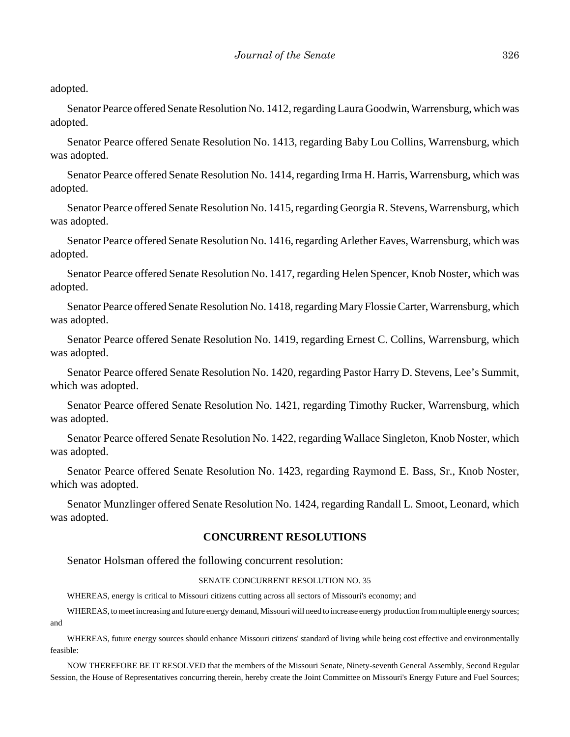adopted.

Senator Pearce offered Senate Resolution No. 1412, regarding Laura Goodwin, Warrensburg, which was adopted.

Senator Pearce offered Senate Resolution No. 1413, regarding Baby Lou Collins, Warrensburg, which was adopted.

Senator Pearce offered Senate Resolution No. 1414, regarding Irma H. Harris, Warrensburg, which was adopted.

Senator Pearce offered Senate Resolution No. 1415, regarding Georgia R. Stevens, Warrensburg, which was adopted.

Senator Pearce offered Senate Resolution No. 1416, regarding Arlether Eaves, Warrensburg, which was adopted.

Senator Pearce offered Senate Resolution No. 1417, regarding Helen Spencer, Knob Noster, which was adopted.

Senator Pearce offered Senate Resolution No. 1418, regarding Mary Flossie Carter, Warrensburg, which was adopted.

Senator Pearce offered Senate Resolution No. 1419, regarding Ernest C. Collins, Warrensburg, which was adopted.

Senator Pearce offered Senate Resolution No. 1420, regarding Pastor Harry D. Stevens, Lee's Summit, which was adopted.

Senator Pearce offered Senate Resolution No. 1421, regarding Timothy Rucker, Warrensburg, which was adopted.

Senator Pearce offered Senate Resolution No. 1422, regarding Wallace Singleton, Knob Noster, which was adopted.

Senator Pearce offered Senate Resolution No. 1423, regarding Raymond E. Bass, Sr., Knob Noster, which was adopted.

Senator Munzlinger offered Senate Resolution No. 1424, regarding Randall L. Smoot, Leonard, which was adopted.

## CONCURRENT RESOLUTIONS

Senator Holsman offered the following concurrent resolution:

SENATE CONCURRENT RESOLUTION NO. 35

WHEREAS, energy is critical to Missouri citizens cutting across all sectors of Missouri's economy; and

WHEREAS, to meet increasing and future energy demand, Missouri will need to increase energy production from multiple energy sources; and

WHEREAS, future energy sources should enhance Missouri citizens' standard of living while being cost effective and environmentally feasible:

NOW THEREFORE BE IT RESOLVED that the members of the Missouri Senate, Ninety-seventh General Assembly, Second Regular Session, the House of Representatives concurring therein, hereby create the Joint Committee on Missouri's Energy Future and Fuel Sources;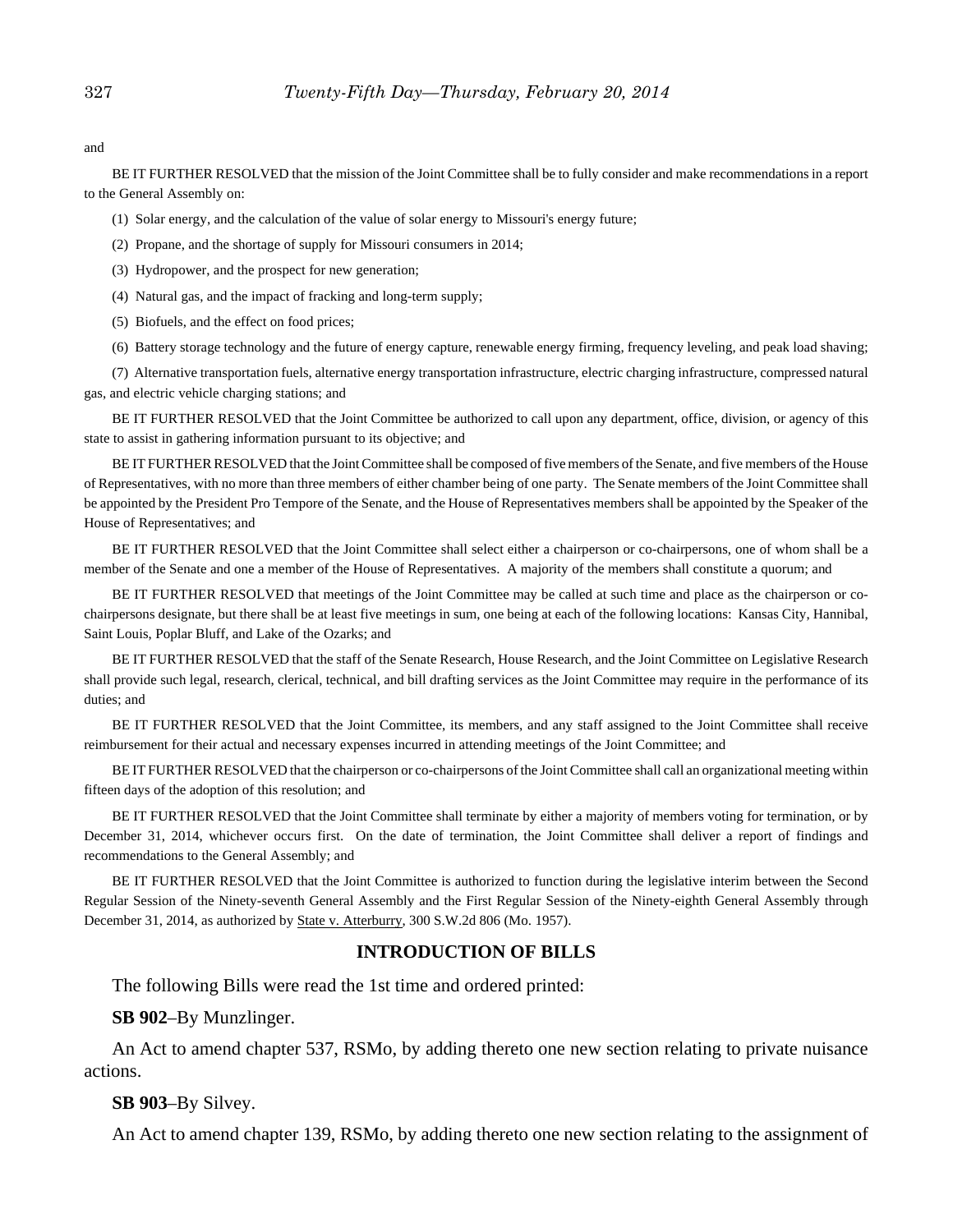and

BE IT FURTHER RESOLVED that the mission of the Joint Committee shall be to fully consider and make recommendations in a report to the General Assembly on:

(1) Solar energy, and the calculation of the value of solar energy to Missouri's energy future;

(2) Propane, and the shortage of supply for Missouri consumers in 2014;

(3) Hydropower, and the prospect for new generation;

(4) Natural gas, and the impact of fracking and long-term supply;

(5) Biofuels, and the effect on food prices;

(6) Battery storage technology and the future of energy capture, renewable energy firming, frequency leveling, and peak load shaving;

(7) Alternative transportation fuels, alternative energy transportation infrastructure, electric charging infrastructure, compressed natural gas, and electric vehicle charging stations; and

BE IT FURTHER RESOLVED that the Joint Committee be authorized to call upon any department, office, division, or agency of this state to assist in gathering information pursuant to its objective; and

BE IT FURTHER RESOLVED that the Joint Committee shall be composed of five members of the Senate, and five members of the House of Representatives, with no more than three members of either chamber being of one party. The Senate members of the Joint Committee shall be appointed by the President Pro Tempore of the Senate, and the House of Representatives members shall be appointed by the Speaker of the House of Representatives; and

BE IT FURTHER RESOLVED that the Joint Committee shall select either a chairperson or co-chairpersons, one of whom shall be a member of the Senate and one a member of the House of Representatives. A majority of the members shall constitute a quorum; and

BE IT FURTHER RESOLVED that meetings of the Joint Committee may be called at such time and place as the chairperson or co-chairpersons designate, but there shall be at least five meetings in sum, one being at each of the following locations: Kansas City, Hannibal, Saint Louis, Poplar Bluff, and Lake of the Ozarks; and

BE IT FURTHER RESOLVED that the staff of the Senate Research, House Research, and the Joint Committee on Legislative Research shall provide such legal, research, clerical, technical, and bill drafting services as the Joint Committee may require in the performance of its duties; and

BE IT FURTHER RESOLVED that the Joint Committee, its members, and any staff assigned to the Joint Committee shall receive reimbursement for their actual and necessary expenses incurred in attending meetings of the Joint Committee; and

BE IT FURTHER RESOLVED that the chairperson or co-chairpersons of the Joint Committee shall call an organizational meeting within fifteen days of the adoption of this resolution; and

BE IT FURTHER RESOLVED that the Joint Committee shall terminate by either a majority of members voting for termination, or by December 31, 2014, whichever occurs first. On the date of termination, the Joint Committee shall deliver a report of findings and recommendations to the General Assembly; and

BE IT FURTHER RESOLVED that the Joint Committee is authorized to function during the legislative interim between the Second Regular Session of the Ninety-seventh General Assembly and the First Regular Session of the Ninety-eighth General Assembly through December 31, 2014, as authorized by State v. Atterburry, 300 S.W.2d 806 (Mo. 1957).

## INTRODUCTION OF BILLS

The following Bills were read the 1st time and ordered printed:

**SB 902**–By Munzlinger.

An Act to amend chapter 537, RSMo, by adding thereto one new section relating to private nuisance actions.

**SB 903**–By Silvey.

An Act to amend chapter 139, RSMo, by adding thereto one new section relating to the assignment of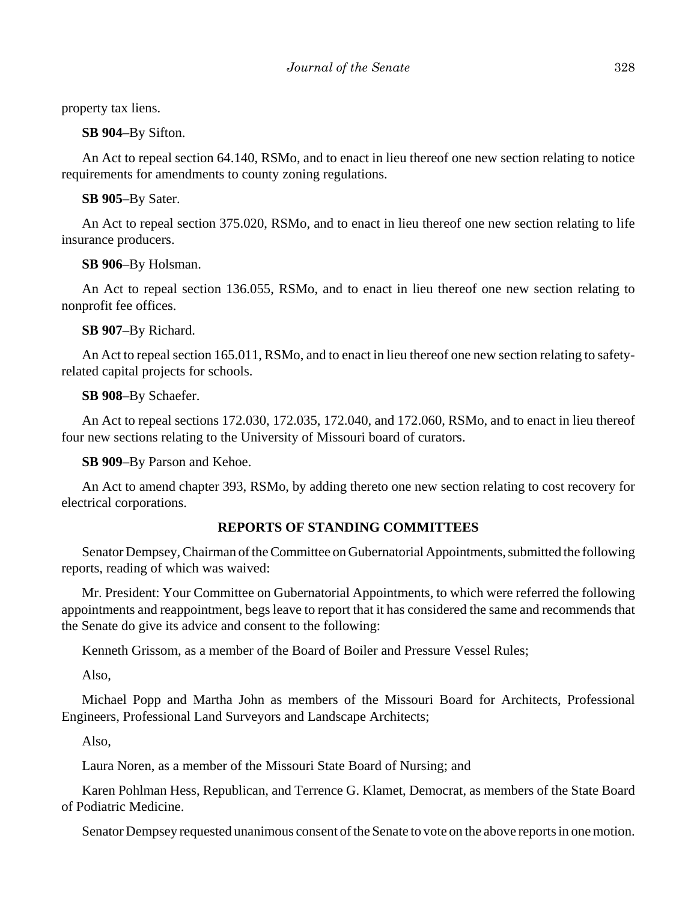property tax liens.

**SB 904**–By Sifton.

An Act to repeal section 64.140, RSMo, and to enact in lieu thereof one new section relating to notice requirements for amendments to county zoning regulations.

**SB 905**–By Sater.

An Act to repeal section 375.020, RSMo, and to enact in lieu thereof one new section relating to life insurance producers.

**SB 906**–By Holsman.

An Act to repeal section 136.055, RSMo, and to enact in lieu thereof one new section relating to nonprofit fee offices.

**SB 907**–By Richard.

An Act to repeal section 165.011, RSMo, and to enact in lieu thereof one new section relating to safety-related capital projects for schools.

**SB 908**–By Schaefer.

An Act to repeal sections 172.030, 172.035, 172.040, and 172.060, RSMo, and to enact in lieu thereof four new sections relating to the University of Missouri board of curators.

**SB 909**–By Parson and Kehoe.

An Act to amend chapter 393, RSMo, by adding thereto one new section relating to cost recovery for electrical corporations.

## REPORTS OF STANDING COMMITTEES

Senator Dempsey, Chairman of the Committee on Gubernatorial Appointments, submitted the following reports, reading of which was waived:

Mr. President: Your Committee on Gubernatorial Appointments, to which were referred the following appointments and reappointment, begs leave to report that it has considered the same and recommends that the Senate do give its advice and consent to the following:

Kenneth Grissom, as a member of the Board of Boiler and Pressure Vessel Rules;

Also,

Michael Popp and Martha John as members of the Missouri Board for Architects, Professional Engineers, Professional Land Surveyors and Landscape Architects;

Also,

Laura Noren, as a member of the Missouri State Board of Nursing; and

Karen Pohlman Hess, Republican, and Terrence G. Klamet, Democrat, as members of the State Board of Podiatric Medicine.

Senator Dempsey requested unanimous consent of the Senate to vote on the above reports in one motion.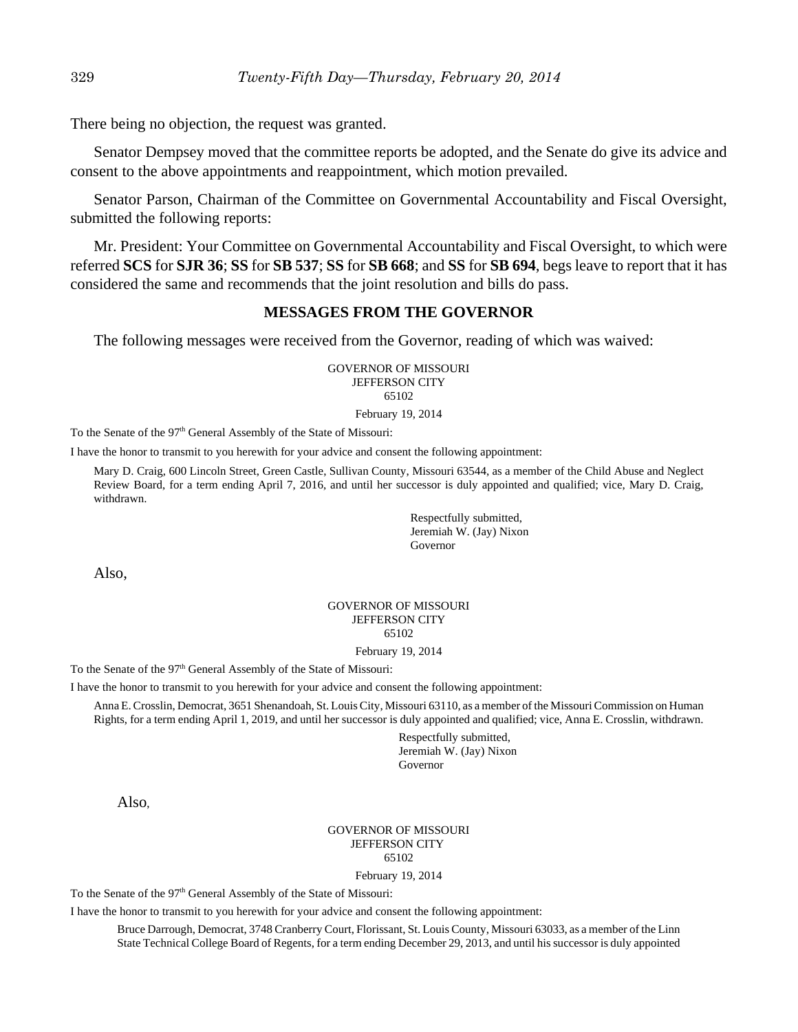There being no objection, the request was granted.

Senator Dempsey moved that the committee reports be adopted, and the Senate do give its advice and consent to the above appointments and reappointment, which motion prevailed.

Senator Parson, Chairman of the Committee on Governmental Accountability and Fiscal Oversight, submitted the following reports:

Mr. President: Your Committee on Governmental Accountability and Fiscal Oversight, to which were referred **SCS** for **SJR 36**; **SS** for **SB 537**; **SS** for **SB 668**; and **SS** for **SB 694**, begs leave to report that it has considered the same and recommends that the joint resolution and bills do pass.

## MESSAGES FROM THE GOVERNOR

The following messages were received from the Governor, reading of which was waived:

GOVERNOR OF MISSOURI
JEFFERSON CITY
65102

February 19, 2014

To the Senate of the 97th General Assembly of the State of Missouri:

I have the honor to transmit to you herewith for your advice and consent the following appointment:

Mary D. Craig, 600 Lincoln Street, Green Castle, Sullivan County, Missouri 63544, as a member of the Child Abuse and Neglect Review Board, for a term ending April 7, 2016, and until her successor is duly appointed and qualified; vice, Mary D. Craig, withdrawn.

Respectfully submitted,
Jeremiah W. (Jay) Nixon
Governor

Also,

GOVERNOR OF MISSOURI
JEFFERSON CITY
65102

February 19, 2014

To the Senate of the 97th General Assembly of the State of Missouri:

I have the honor to transmit to you herewith for your advice and consent the following appointment:

Anna E. Crosslin, Democrat, 3651 Shenandoah, St. Louis City, Missouri 63110, as a member of the Missouri Commission on Human Rights, for a term ending April 1, 2019, and until her successor is duly appointed and qualified; vice, Anna E. Crosslin, withdrawn.

Respectfully submitted,
Jeremiah W. (Jay) Nixon
Governor

Also,

GOVERNOR OF MISSOURI
JEFFERSON CITY
65102

February 19, 2014

To the Senate of the 97th General Assembly of the State of Missouri:

I have the honor to transmit to you herewith for your advice and consent the following appointment:

Bruce Darrough, Democrat, 3748 Cranberry Court, Florissant, St. Louis County, Missouri 63033, as a member of the Linn State Technical College Board of Regents, for a term ending December 29, 2013, and until his successor is duly appointed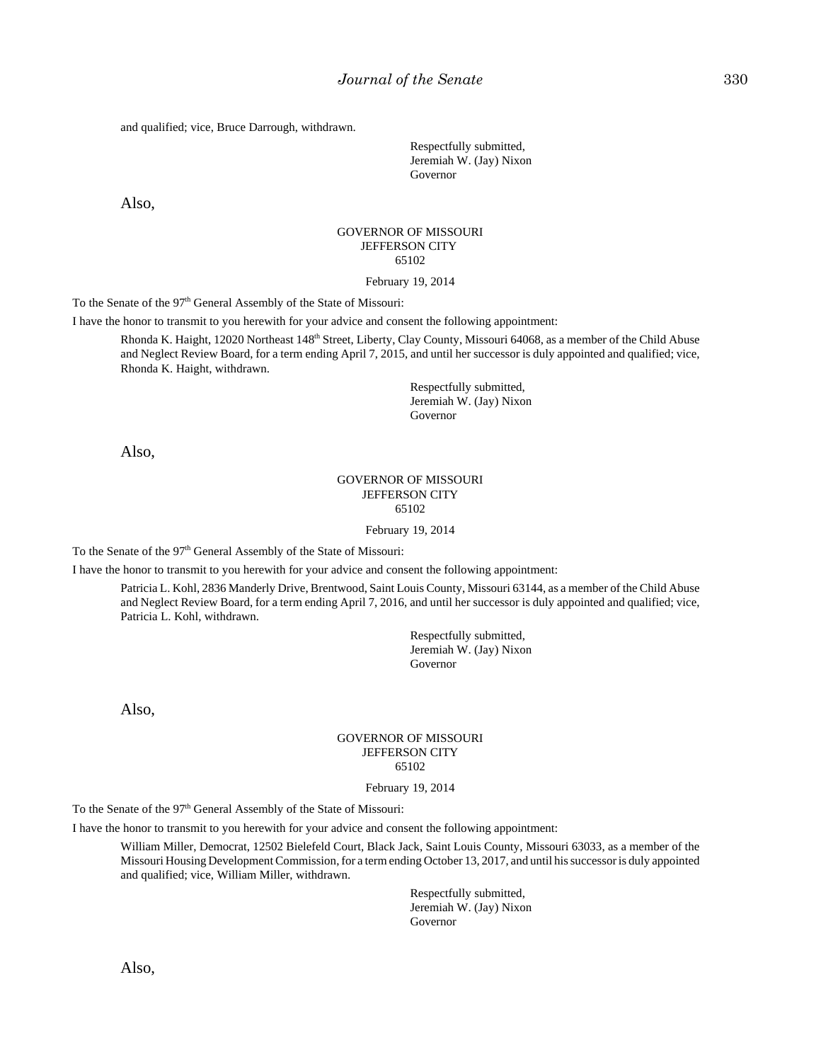and qualified; vice, Bruce Darrough, withdrawn.

Respectfully submitted,
Jeremiah W. (Jay) Nixon
Governor

Also,

GOVERNOR OF MISSOURI
JEFFERSON CITY
65102

February 19, 2014

To the Senate of the 97th General Assembly of the State of Missouri:

I have the honor to transmit to you herewith for your advice and consent the following appointment:

Rhonda K. Haight, 12020 Northeast 148th Street, Liberty, Clay County, Missouri 64068, as a member of the Child Abuse and Neglect Review Board, for a term ending April 7, 2015, and until her successor is duly appointed and qualified; vice, Rhonda K. Haight, withdrawn.

Respectfully submitted,
Jeremiah W. (Jay) Nixon
Governor

Also,

GOVERNOR OF MISSOURI
JEFFERSON CITY
65102

February 19, 2014

To the Senate of the 97th General Assembly of the State of Missouri:

I have the honor to transmit to you herewith for your advice and consent the following appointment:

Patricia L. Kohl, 2836 Manderly Drive, Brentwood, Saint Louis County, Missouri 63144, as a member of the Child Abuse and Neglect Review Board, for a term ending April 7, 2016, and until her successor is duly appointed and qualified; vice, Patricia L. Kohl, withdrawn.

Respectfully submitted,
Jeremiah W. (Jay) Nixon
Governor

Also,

GOVERNOR OF MISSOURI
JEFFERSON CITY
65102

February 19, 2014

To the Senate of the 97th General Assembly of the State of Missouri:

I have the honor to transmit to you herewith for your advice and consent the following appointment:

William Miller, Democrat, 12502 Bielefeld Court, Black Jack, Saint Louis County, Missouri 63033, as a member of the Missouri Housing Development Commission, for a term ending October 13, 2017, and until his successor is duly appointed and qualified; vice, William Miller, withdrawn.

Respectfully submitted,
Jeremiah W. (Jay) Nixon
Governor

Also,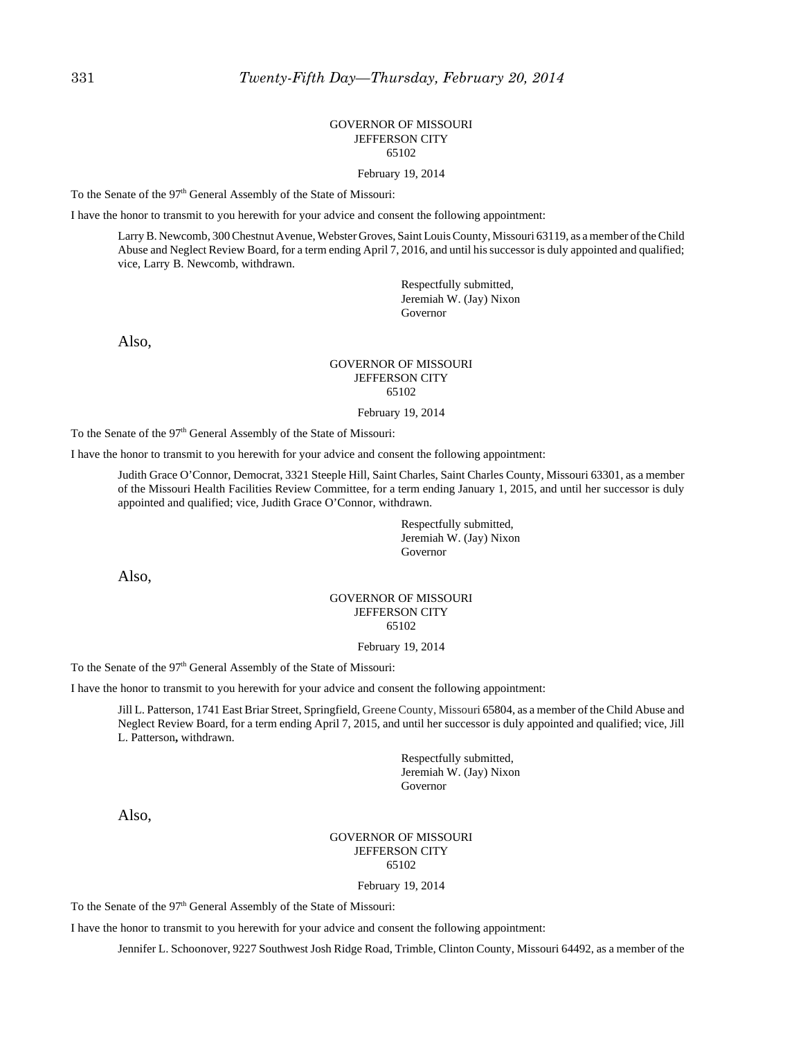GOVERNOR OF MISSOURI
JEFFERSON CITY
65102

February 19, 2014

To the Senate of the 97th General Assembly of the State of Missouri:

I have the honor to transmit to you herewith for your advice and consent the following appointment:

> Larry B. Newcomb, 300 Chestnut Avenue, Webster Groves, Saint Louis County, Missouri 63119, as a member of the Child Abuse and Neglect Review Board, for a term ending April 7, 2016, and until his successor is duly appointed and qualified; vice, Larry B. Newcomb, withdrawn.

Respectfully submitted,
Jeremiah W. (Jay) Nixon
Governor

Also,

GOVERNOR OF MISSOURI
JEFFERSON CITY
65102

February 19, 2014

To the Senate of the 97th General Assembly of the State of Missouri:

I have the honor to transmit to you herewith for your advice and consent the following appointment:

> Judith Grace O'Connor, Democrat, 3321 Steeple Hill, Saint Charles, Saint Charles County, Missouri 63301, as a member of the Missouri Health Facilities Review Committee, for a term ending January 1, 2015, and until her successor is duly appointed and qualified; vice, Judith Grace O'Connor, withdrawn.

Respectfully submitted,
Jeremiah W. (Jay) Nixon
Governor

Also,

GOVERNOR OF MISSOURI
JEFFERSON CITY
65102

February 19, 2014

To the Senate of the 97th General Assembly of the State of Missouri:

I have the honor to transmit to you herewith for your advice and consent the following appointment:

> Jill L. Patterson, 1741 East Briar Street, Springfield, Greene County, Missouri 65804, as a member of the Child Abuse and Neglect Review Board, for a term ending April 7, 2015, and until her successor is duly appointed and qualified; vice, Jill L. Patterson**,** withdrawn.

Respectfully submitted,
Jeremiah W. (Jay) Nixon
Governor

Also,

GOVERNOR OF MISSOURI
JEFFERSON CITY
65102

February 19, 2014

To the Senate of the 97th General Assembly of the State of Missouri:

I have the honor to transmit to you herewith for your advice and consent the following appointment:

> Jennifer L. Schoonover, 9227 Southwest Josh Ridge Road, Trimble, Clinton County, Missouri 64492, as a member of the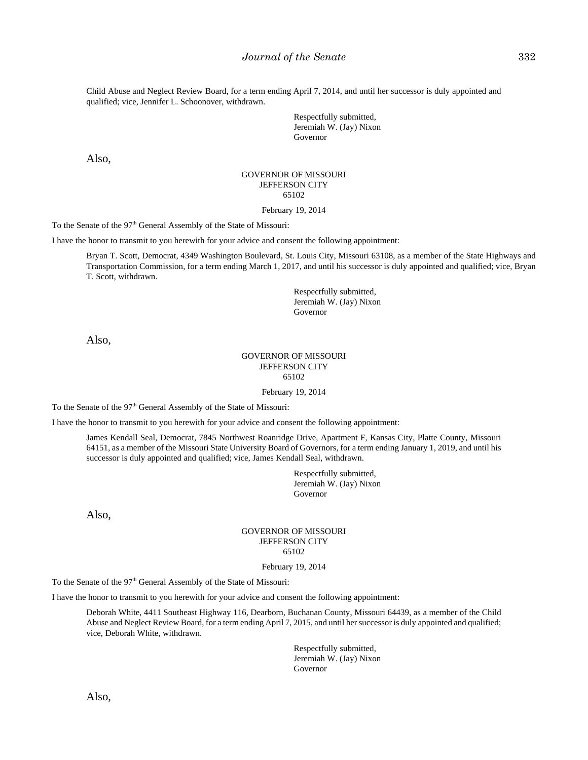Child Abuse and Neglect Review Board, for a term ending April 7, 2014, and until her successor is duly appointed and qualified; vice, Jennifer L. Schoonover, withdrawn.

Respectfully submitted,
Jeremiah W. (Jay) Nixon
Governor

Also,

GOVERNOR OF MISSOURI
JEFFERSON CITY
65102

February 19, 2014

To the Senate of the 97th General Assembly of the State of Missouri:

I have the honor to transmit to you herewith for your advice and consent the following appointment:

Bryan T. Scott, Democrat, 4349 Washington Boulevard, St. Louis City, Missouri 63108, as a member of the State Highways and Transportation Commission, for a term ending March 1, 2017, and until his successor is duly appointed and qualified; vice, Bryan T. Scott, withdrawn.

Respectfully submitted,
Jeremiah W. (Jay) Nixon
Governor

Also,

GOVERNOR OF MISSOURI
JEFFERSON CITY
65102

February 19, 2014

To the Senate of the 97th General Assembly of the State of Missouri:

I have the honor to transmit to you herewith for your advice and consent the following appointment:

James Kendall Seal, Democrat, 7845 Northwest Roanridge Drive, Apartment F, Kansas City, Platte County, Missouri 64151, as a member of the Missouri State University Board of Governors, for a term ending January 1, 2019, and until his successor is duly appointed and qualified; vice, James Kendall Seal, withdrawn.

Respectfully submitted,
Jeremiah W. (Jay) Nixon
Governor

Also,

GOVERNOR OF MISSOURI
JEFFERSON CITY
65102

February 19, 2014

To the Senate of the 97th General Assembly of the State of Missouri:

I have the honor to transmit to you herewith for your advice and consent the following appointment:

Deborah White, 4411 Southeast Highway 116, Dearborn, Buchanan County, Missouri 64439, as a member of the Child Abuse and Neglect Review Board, for a term ending April 7, 2015, and until her successor is duly appointed and qualified; vice, Deborah White, withdrawn.

Respectfully submitted,
Jeremiah W. (Jay) Nixon
Governor

Also,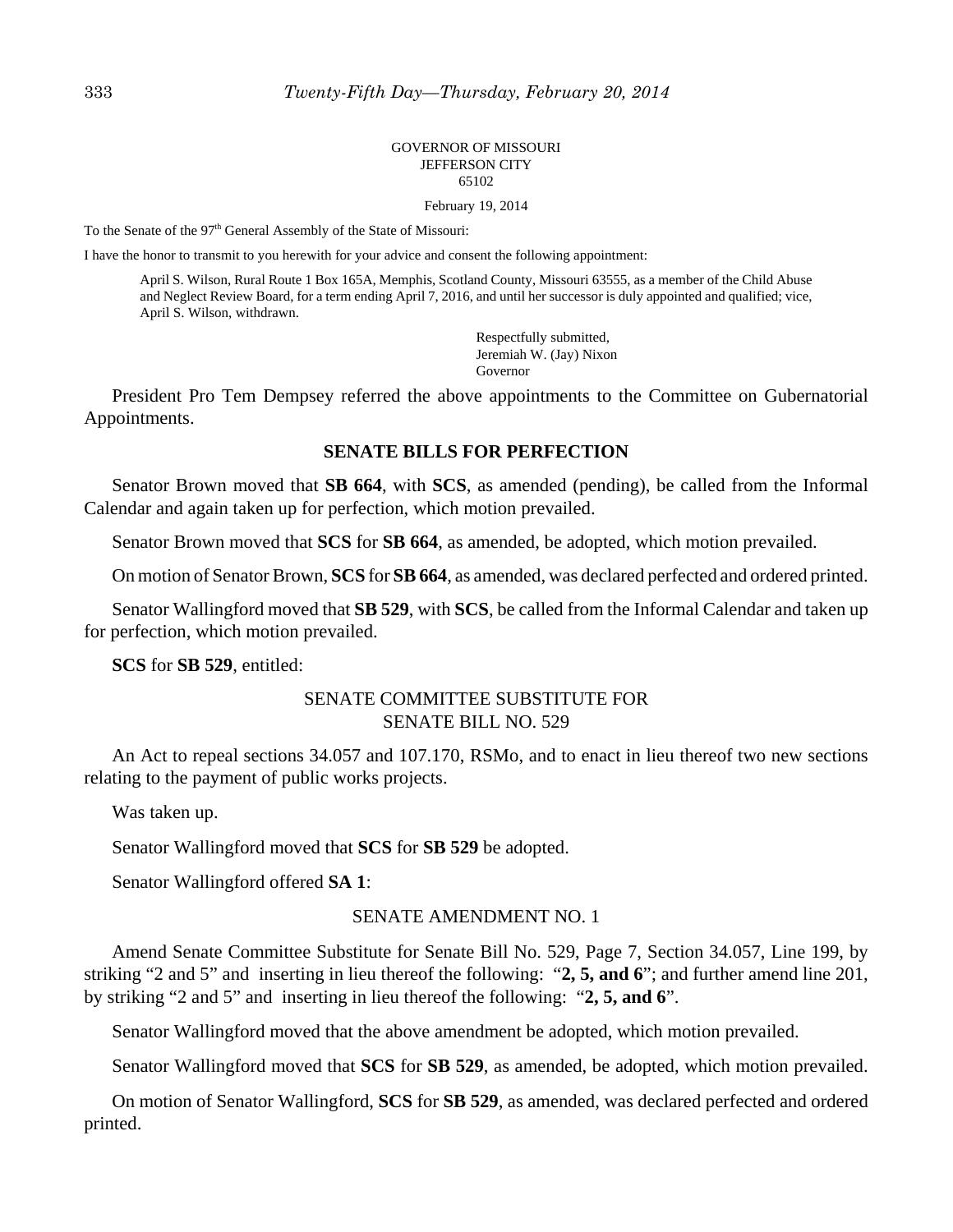GOVERNOR OF MISSOURI
JEFFERSON CITY
65102

February 19, 2014

To the Senate of the 97th General Assembly of the State of Missouri:

I have the honor to transmit to you herewith for your advice and consent the following appointment:

> April S. Wilson, Rural Route 1 Box 165A, Memphis, Scotland County, Missouri 63555, as a member of the Child Abuse and Neglect Review Board, for a term ending April 7, 2016, and until her successor is duly appointed and qualified; vice, April S. Wilson, withdrawn.

Respectfully submitted,
Jeremiah W. (Jay) Nixon
Governor

President Pro Tem Dempsey referred the above appointments to the Committee on Gubernatorial Appointments.

## SENATE BILLS FOR PERFECTION

Senator Brown moved that **SB 664**, with **SCS**, as amended (pending), be called from the Informal Calendar and again taken up for perfection, which motion prevailed.

Senator Brown moved that **SCS** for **SB 664**, as amended, be adopted, which motion prevailed.

On motion of Senator Brown, **SCS** for **SB 664**, as amended, was declared perfected and ordered printed.

Senator Wallingford moved that **SB 529**, with **SCS**, be called from the Informal Calendar and taken up for perfection, which motion prevailed.

**SCS** for **SB 529**, entitled:

SENATE COMMITTEE SUBSTITUTE FOR
SENATE BILL NO. 529

An Act to repeal sections 34.057 and 107.170, RSMo, and to enact in lieu thereof two new sections relating to the payment of public works projects.

Was taken up.

Senator Wallingford moved that **SCS** for **SB 529** be adopted.

Senator Wallingford offered **SA 1**:

SENATE AMENDMENT NO. 1

Amend Senate Committee Substitute for Senate Bill No. 529, Page 7, Section 34.057, Line 199, by striking "2 and 5" and inserting in lieu thereof the following: "**2, 5, and 6**"; and further amend line 201, by striking "2 and 5" and inserting in lieu thereof the following: "**2, 5, and 6**".

Senator Wallingford moved that the above amendment be adopted, which motion prevailed.

Senator Wallingford moved that **SCS** for **SB 529**, as amended, be adopted, which motion prevailed.

On motion of Senator Wallingford, **SCS** for **SB 529**, as amended, was declared perfected and ordered printed.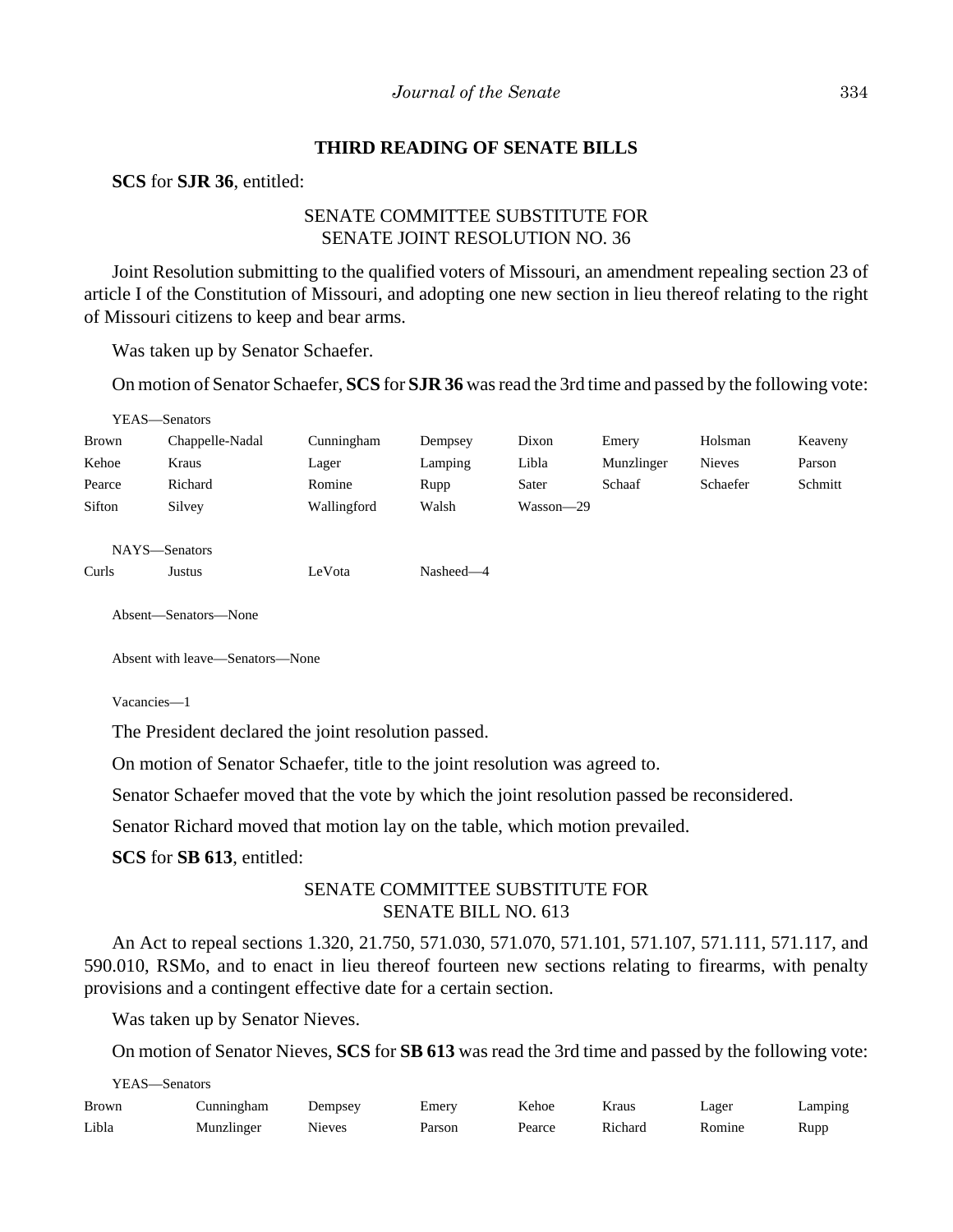## THIRD READING OF SENATE BILLS

**SCS** for **SJR 36**, entitled:

SENATE COMMITTEE SUBSTITUTE FOR
SENATE JOINT RESOLUTION NO. 36

Joint Resolution submitting to the qualified voters of Missouri, an amendment repealing section 23 of article I of the Constitution of Missouri, and adopting one new section in lieu thereof relating to the right of Missouri citizens to keep and bear arms.

Was taken up by Senator Schaefer.

On motion of Senator Schaefer, **SCS** for **SJR 36** was read the 3rd time and passed by the following vote:

YEAS—Senators

| | | | | | | | |
|---|---|---|---|---|---|---|---|
| Brown | Chappelle-Nadal | Cunningham | Dempsey | Dixon | Emery | Holsman | Keaveny |
| Kehoe | Kraus | Lager | Lamping | Libla | Munzlinger | Nieves | Parson |
| Pearce | Richard | Romine | Rupp | Sater | Schaaf | Schaefer | Schmitt |
| Sifton | Silvey | Wallingford | Walsh | Wasson—29 | | | |

NAYS—Senators

| | | | |
|---|---|---|---|
| Curls | Justus | LeVota | Nasheed—4 |

Absent—Senators—None

Absent with leave—Senators—None

Vacancies—1

The President declared the joint resolution passed.

On motion of Senator Schaefer, title to the joint resolution was agreed to.

Senator Schaefer moved that the vote by which the joint resolution passed be reconsidered.

Senator Richard moved that motion lay on the table, which motion prevailed.

**SCS** for **SB 613**, entitled:

SENATE COMMITTEE SUBSTITUTE FOR
SENATE BILL NO. 613

An Act to repeal sections 1.320, 21.750, 571.030, 571.070, 571.101, 571.107, 571.111, 571.117, and 590.010, RSMo, and to enact in lieu thereof fourteen new sections relating to firearms, with penalty provisions and a contingent effective date for a certain section.

Was taken up by Senator Nieves.

On motion of Senator Nieves, **SCS** for **SB 613** was read the 3rd time and passed by the following vote:

YEAS—Senators

| | | | | | | | |
|---|---|---|---|---|---|---|---|
| Brown | Cunningham | Dempsey | Emery | Kehoe | Kraus | Lager | Lamping |
| Libla | Munzlinger | Nieves | Parson | Pearce | Richard | Romine | Rupp |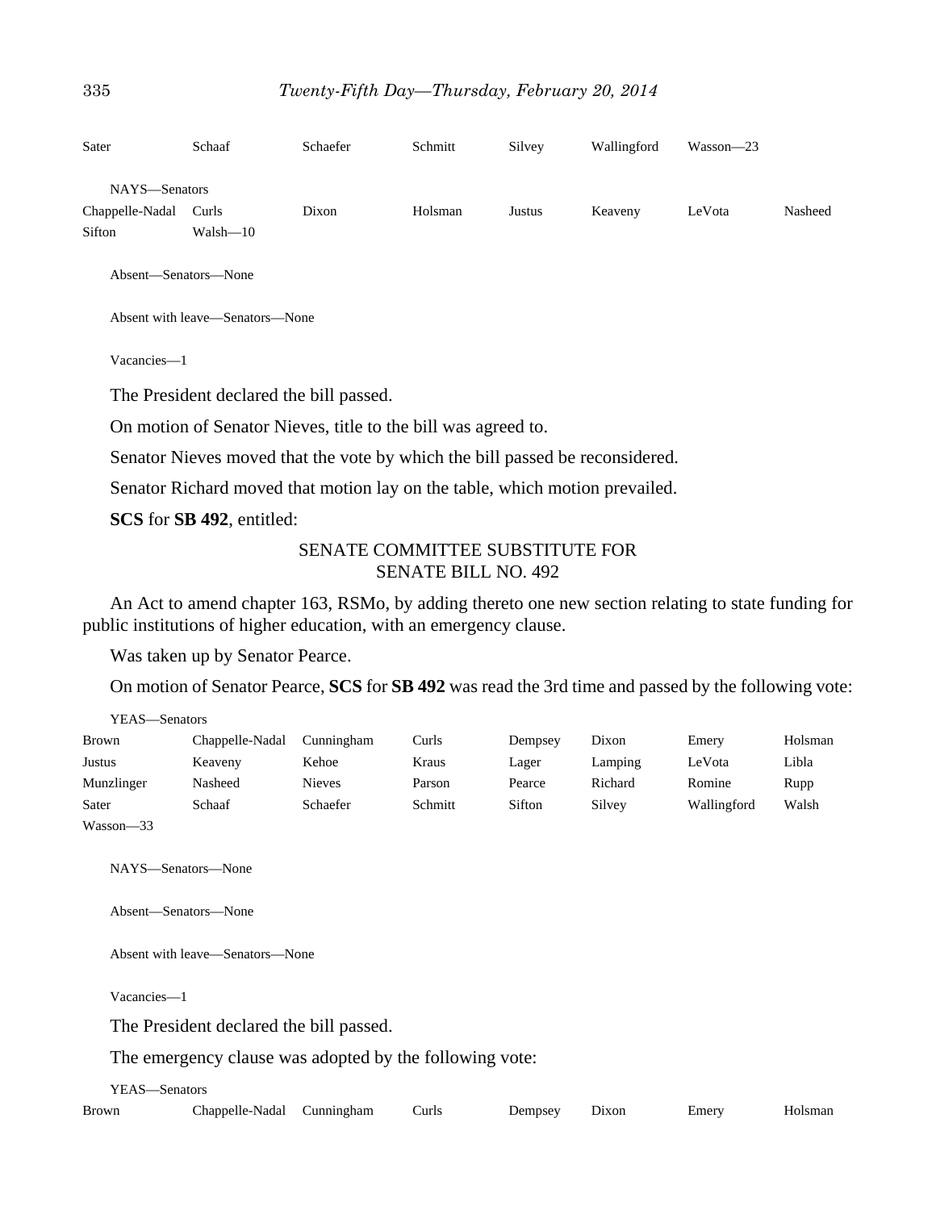| | | | | | | | |
|---|---|---|---|---|---|---|---|
| Sater | Schaaf | Schaefer | Schmitt | Silvey | Wallingford | Wasson—23 | |

NAYS—Senators

| | | | | | | | |
|---|---|---|---|---|---|---|---|
| Chappelle-Nadal | Curls | Dixon | Holsman | Justus | Keaveny | LeVota | Nasheed |
| Sifton | Walsh—10 | | | | | | |

Absent—Senators—None

Absent with leave—Senators—None

Vacancies—1

The President declared the bill passed.

On motion of Senator Nieves, title to the bill was agreed to.

Senator Nieves moved that the vote by which the bill passed be reconsidered.

Senator Richard moved that motion lay on the table, which motion prevailed.

**SCS** for **SB 492**, entitled:

SENATE COMMITTEE SUBSTITUTE FOR
SENATE BILL NO. 492

An Act to amend chapter 163, RSMo, by adding thereto one new section relating to state funding for public institutions of higher education, with an emergency clause.

Was taken up by Senator Pearce.

On motion of Senator Pearce, **SCS** for **SB 492** was read the 3rd time and passed by the following vote:

YEAS—Senators

| | | | | | | | |
|---|---|---|---|---|---|---|---|
| Brown | Chappelle-Nadal | Cunningham | Curls | Dempsey | Dixon | Emery | Holsman |
| Justus | Keaveny | Kehoe | Kraus | Lager | Lamping | LeVota | Libla |
| Munzlinger | Nasheed | Nieves | Parson | Pearce | Richard | Romine | Rupp |
| Sater | Schaaf | Schaefer | Schmitt | Sifton | Silvey | Wallingford | Walsh |
| Wasson—33 | | | | | | | |

NAYS—Senators—None

Absent—Senators—None

Absent with leave—Senators—None

Vacancies—1

The President declared the bill passed.

The emergency clause was adopted by the following vote:

YEAS—Senators

| | | | | | | | |
|---|---|---|---|---|---|---|---|
| Brown | Chappelle-Nadal | Cunningham | Curls | Dempsey | Dixon | Emery | Holsman |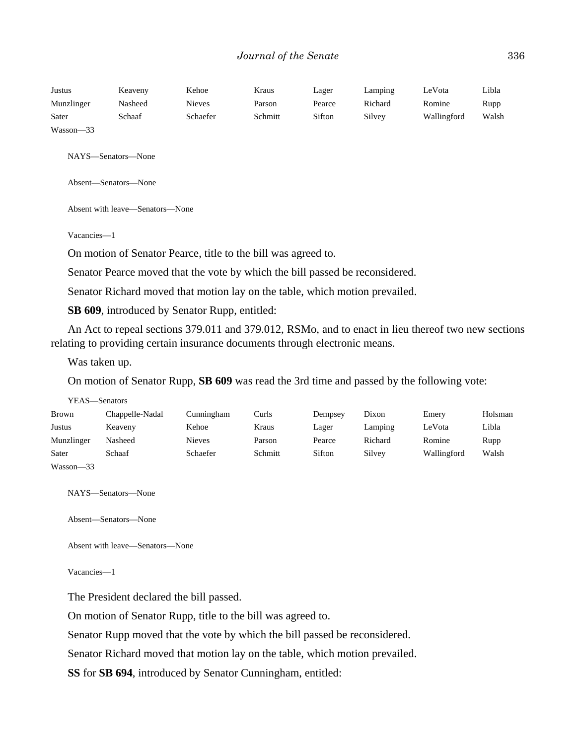| | | | | | | | |
|---|---|---|---|---|---|---|---|
| Justus | Keaveny | Kehoe | Kraus | Lager | Lamping | LeVota | Libla |
| Munzlinger | Nasheed | Nieves | Parson | Pearce | Richard | Romine | Rupp |
| Sater | Schaaf | Schaefer | Schmitt | Sifton | Silvey | Wallingford | Walsh |
| Wasson—33 | | | | | | | |

NAYS—Senators—None

Absent—Senators—None

Absent with leave—Senators—None

Vacancies—1

On motion of Senator Pearce, title to the bill was agreed to.

Senator Pearce moved that the vote by which the bill passed be reconsidered.

Senator Richard moved that motion lay on the table, which motion prevailed.

**SB 609**, introduced by Senator Rupp, entitled:

An Act to repeal sections 379.011 and 379.012, RSMo, and to enact in lieu thereof two new sections relating to providing certain insurance documents through electronic means.

Was taken up.

On motion of Senator Rupp, **SB 609** was read the 3rd time and passed by the following vote:

YEAS—Senators

| | | | | | | | |
|---|---|---|---|---|---|---|---|
| Brown | Chappelle-Nadal | Cunningham | Curls | Dempsey | Dixon | Emery | Holsman |
| Justus | Keaveny | Kehoe | Kraus | Lager | Lamping | LeVota | Libla |
| Munzlinger | Nasheed | Nieves | Parson | Pearce | Richard | Romine | Rupp |
| Sater | Schaaf | Schaefer | Schmitt | Sifton | Silvey | Wallingford | Walsh |
| Wasson—33 | | | | | | | |

NAYS—Senators—None

Absent—Senators—None

Absent with leave—Senators—None

Vacancies—1

The President declared the bill passed.

On motion of Senator Rupp, title to the bill was agreed to.

Senator Rupp moved that the vote by which the bill passed be reconsidered.

Senator Richard moved that motion lay on the table, which motion prevailed.

**SS** for **SB 694**, introduced by Senator Cunningham, entitled: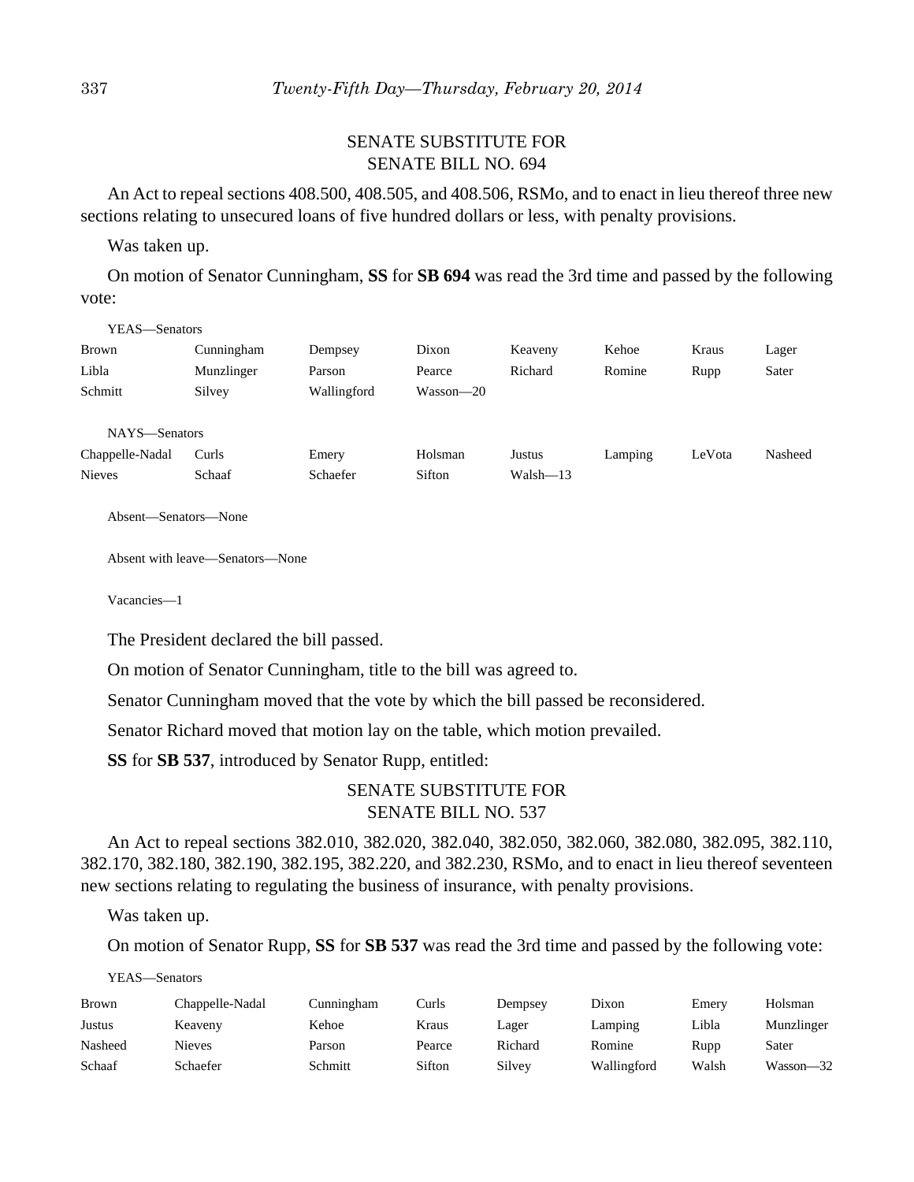SENATE SUBSTITUTE FOR
SENATE BILL NO. 694

An Act to repeal sections 408.500, 408.505, and 408.506, RSMo, and to enact in lieu thereof three new sections relating to unsecured loans of five hundred dollars or less, with penalty provisions.

Was taken up.

On motion of Senator Cunningham, **SS** for **SB 694** was read the 3rd time and passed by the following vote:

YEAS—Senators

| | | | | | | | |
|---|---|---|---|---|---|---|---|
| Brown | Cunningham | Dempsey | Dixon | Keaveny | Kehoe | Kraus | Lager |
| Libla | Munzlinger | Parson | Pearce | Richard | Romine | Rupp | Sater |
| Schmitt | Silvey | Wallingford | Wasson—20 | | | | |

NAYS—Senators

| | | | | | | | |
|---|---|---|---|---|---|---|---|
| Chappelle-Nadal | Curls | Emery | Holsman | Justus | Lamping | LeVota | Nasheed |
| Nieves | Schaaf | Schaefer | Sifton | Walsh—13 | | | |

Absent—Senators—None

Absent with leave—Senators—None

Vacancies—1

The President declared the bill passed.

On motion of Senator Cunningham, title to the bill was agreed to.

Senator Cunningham moved that the vote by which the bill passed be reconsidered.

Senator Richard moved that motion lay on the table, which motion prevailed.

**SS** for **SB 537**, introduced by Senator Rupp, entitled:

SENATE SUBSTITUTE FOR
SENATE BILL NO. 537

An Act to repeal sections 382.010, 382.020, 382.040, 382.050, 382.060, 382.080, 382.095, 382.110, 382.170, 382.180, 382.190, 382.195, 382.220, and 382.230, RSMo, and to enact in lieu thereof seventeen new sections relating to regulating the business of insurance, with penalty provisions.

Was taken up.

On motion of Senator Rupp, **SS** for **SB 537** was read the 3rd time and passed by the following vote:

YEAS—Senators

| | | | | | | | |
|---|---|---|---|---|---|---|---|
| Brown | Chappelle-Nadal | Cunningham | Curls | Dempsey | Dixon | Emery | Holsman |
| Justus | Keaveny | Kehoe | Kraus | Lager | Lamping | Libla | Munzlinger |
| Nasheed | Nieves | Parson | Pearce | Richard | Romine | Rupp | Sater |
| Schaaf | Schaefer | Schmitt | Sifton | Silvey | Wallingford | Walsh | Wasson—32 |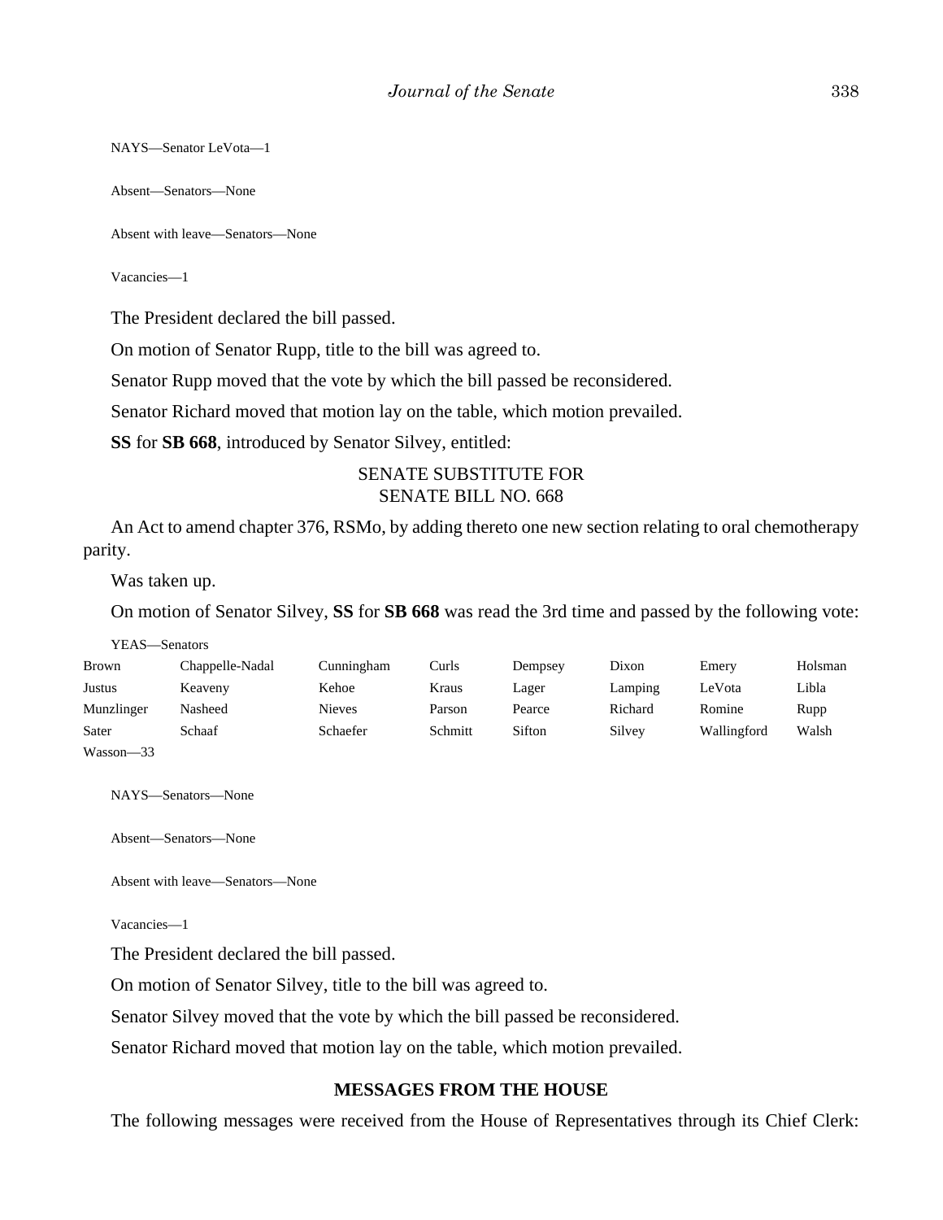NAYS—Senator LeVota—1

Absent—Senators—None

Absent with leave—Senators—None

Vacancies—1

The President declared the bill passed.

On motion of Senator Rupp, title to the bill was agreed to.

Senator Rupp moved that the vote by which the bill passed be reconsidered.

Senator Richard moved that motion lay on the table, which motion prevailed.

**SS** for **SB 668**, introduced by Senator Silvey, entitled:

SENATE SUBSTITUTE FOR
SENATE BILL NO. 668

An Act to amend chapter 376, RSMo, by adding thereto one new section relating to oral chemotherapy parity.

Was taken up.

On motion of Senator Silvey, **SS** for **SB 668** was read the 3rd time and passed by the following vote:

YEAS—Senators

| | | | | | | | |
|---|---|---|---|---|---|---|---|
| Brown | Chappelle-Nadal | Cunningham | Curls | Dempsey | Dixon | Emery | Holsman |
| Justus | Keaveny | Kehoe | Kraus | Lager | Lamping | LeVota | Libla |
| Munzlinger | Nasheed | Nieves | Parson | Pearce | Richard | Romine | Rupp |
| Sater | Schaaf | Schaefer | Schmitt | Sifton | Silvey | Wallingford | Walsh |
| Wasson—33 | | | | | | | |

NAYS—Senators—None

Absent—Senators—None

Absent with leave—Senators—None

Vacancies—1

The President declared the bill passed.

On motion of Senator Silvey, title to the bill was agreed to.

Senator Silvey moved that the vote by which the bill passed be reconsidered.

Senator Richard moved that motion lay on the table, which motion prevailed.

## MESSAGES FROM THE HOUSE

The following messages were received from the House of Representatives through its Chief Clerk: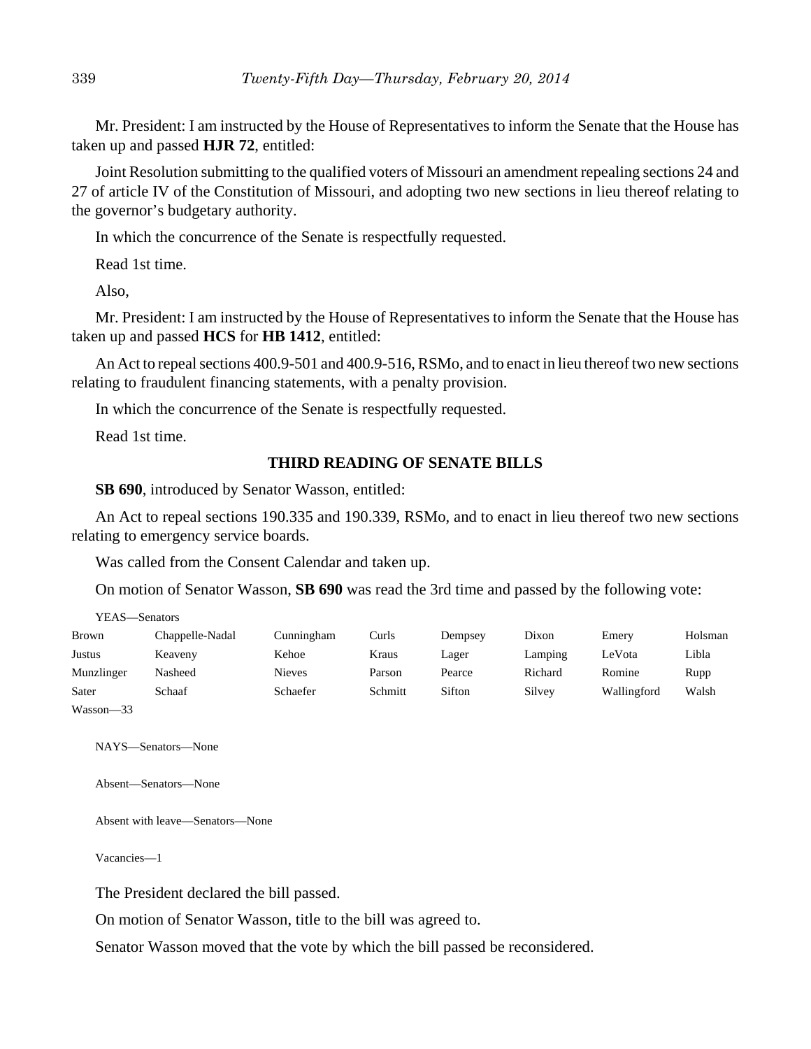Mr. President: I am instructed by the House of Representatives to inform the Senate that the House has taken up and passed **HJR 72**, entitled:

Joint Resolution submitting to the qualified voters of Missouri an amendment repealing sections 24 and 27 of article IV of the Constitution of Missouri, and adopting two new sections in lieu thereof relating to the governor's budgetary authority.

In which the concurrence of the Senate is respectfully requested.

Read 1st time.

Also,

Mr. President: I am instructed by the House of Representatives to inform the Senate that the House has taken up and passed **HCS** for **HB 1412**, entitled:

An Act to repeal sections 400.9-501 and 400.9-516, RSMo, and to enact in lieu thereof two new sections relating to fraudulent financing statements, with a penalty provision.

In which the concurrence of the Senate is respectfully requested.

Read 1st time.

## THIRD READING OF SENATE BILLS

**SB 690**, introduced by Senator Wasson, entitled:

An Act to repeal sections 190.335 and 190.339, RSMo, and to enact in lieu thereof two new sections relating to emergency service boards.

Was called from the Consent Calendar and taken up.

On motion of Senator Wasson, **SB 690** was read the 3rd time and passed by the following vote:

YEAS—Senators

| | | | | | | | |
|---|---|---|---|---|---|---|---|
| Brown | Chappelle-Nadal | Cunningham | Curls | Dempsey | Dixon | Emery | Holsman |
| Justus | Keaveny | Kehoe | Kraus | Lager | Lamping | LeVota | Libla |
| Munzlinger | Nasheed | Nieves | Parson | Pearce | Richard | Romine | Rupp |
| Sater | Schaaf | Schaefer | Schmitt | Sifton | Silvey | Wallingford | Walsh |
| Wasson—33 | | | | | | | |

NAYS—Senators—None

Absent—Senators—None

Absent with leave—Senators—None

Vacancies—1

The President declared the bill passed.

On motion of Senator Wasson, title to the bill was agreed to.

Senator Wasson moved that the vote by which the bill passed be reconsidered.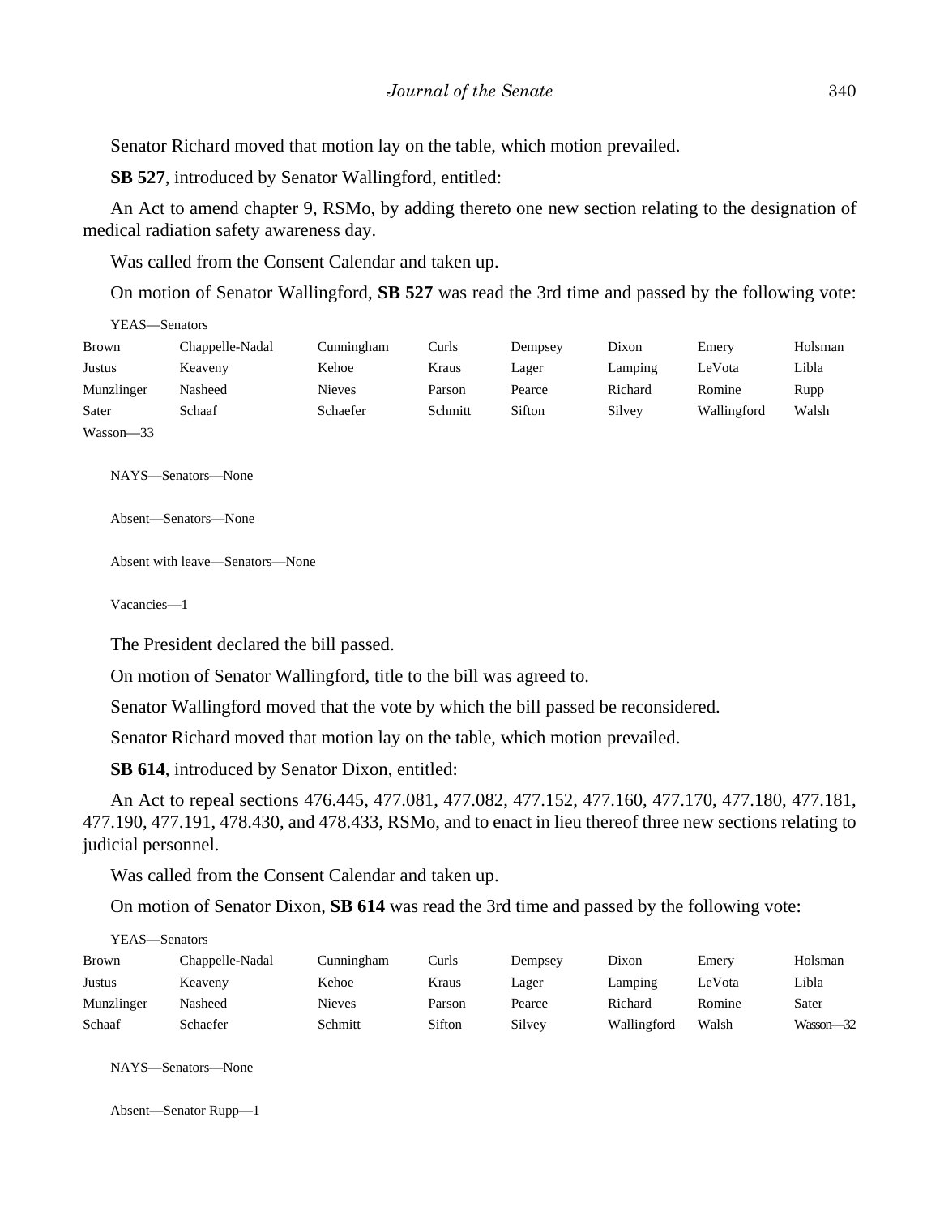Senator Richard moved that motion lay on the table, which motion prevailed.

**SB 527**, introduced by Senator Wallingford, entitled:

An Act to amend chapter 9, RSMo, by adding thereto one new section relating to the designation of medical radiation safety awareness day.

Was called from the Consent Calendar and taken up.

On motion of Senator Wallingford, **SB 527** was read the 3rd time and passed by the following vote:

YEAS—Senators

| | | | | | | | |
|---|---|---|---|---|---|---|---|
| Brown | Chappelle-Nadal | Cunningham | Curls | Dempsey | Dixon | Emery | Holsman |
| Justus | Keaveny | Kehoe | Kraus | Lager | Lamping | LeVota | Libla |
| Munzlinger | Nasheed | Nieves | Parson | Pearce | Richard | Romine | Rupp |
| Sater | Schaaf | Schaefer | Schmitt | Sifton | Silvey | Wallingford | Walsh |
| Wasson—33 | | | | | | | |

NAYS—Senators—None

Absent—Senators—None

Absent with leave—Senators—None

Vacancies—1

The President declared the bill passed.

On motion of Senator Wallingford, title to the bill was agreed to.

Senator Wallingford moved that the vote by which the bill passed be reconsidered.

Senator Richard moved that motion lay on the table, which motion prevailed.

**SB 614**, introduced by Senator Dixon, entitled:

An Act to repeal sections 476.445, 477.081, 477.082, 477.152, 477.160, 477.170, 477.180, 477.181, 477.190, 477.191, 478.430, and 478.433, RSMo, and to enact in lieu thereof three new sections relating to judicial personnel.

Was called from the Consent Calendar and taken up.

On motion of Senator Dixon, **SB 614** was read the 3rd time and passed by the following vote:

YEAS—Senators

| | | | | | | | |
|---|---|---|---|---|---|---|---|
| Brown | Chappelle-Nadal | Cunningham | Curls | Dempsey | Dixon | Emery | Holsman |
| Justus | Keaveny | Kehoe | Kraus | Lager | Lamping | LeVota | Libla |
| Munzlinger | Nasheed | Nieves | Parson | Pearce | Richard | Romine | Sater |
| Schaaf | Schaefer | Schmitt | Sifton | Silvey | Wallingford | Walsh | Wasson—32 |

NAYS—Senators—None

Absent—Senator Rupp—1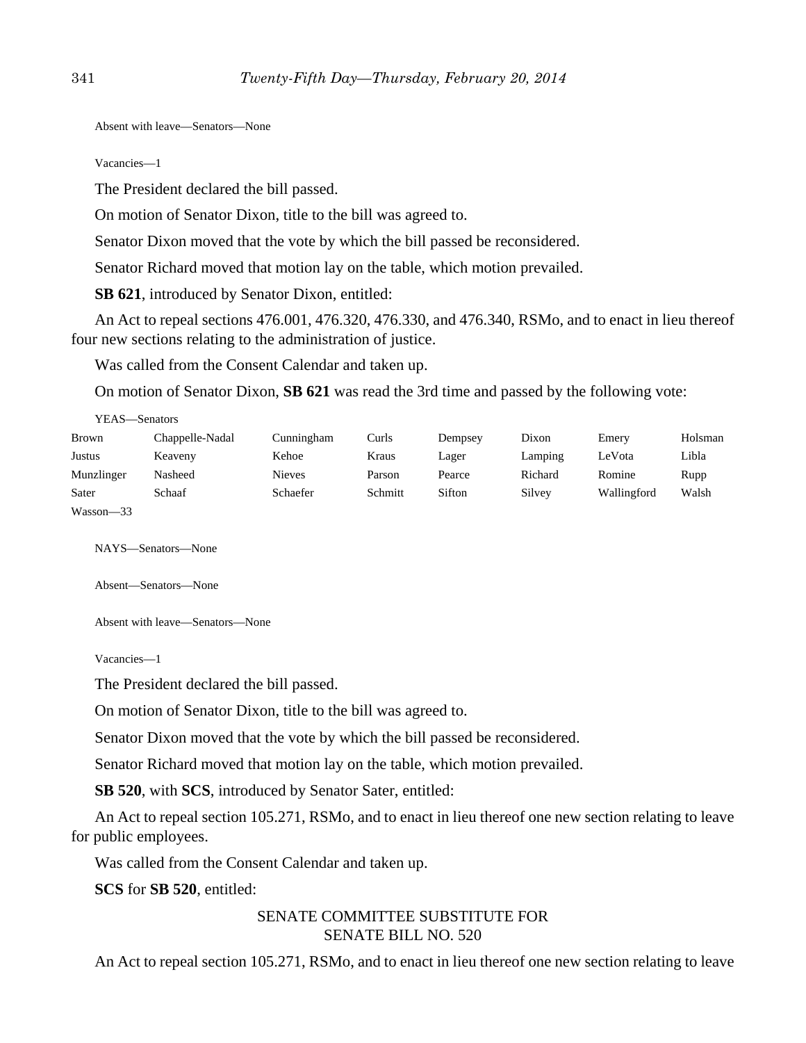Absent with leave—Senators—None

Vacancies—1

The President declared the bill passed.

On motion of Senator Dixon, title to the bill was agreed to.

Senator Dixon moved that the vote by which the bill passed be reconsidered.

Senator Richard moved that motion lay on the table, which motion prevailed.

**SB 621**, introduced by Senator Dixon, entitled:

An Act to repeal sections 476.001, 476.320, 476.330, and 476.340, RSMo, and to enact in lieu thereof four new sections relating to the administration of justice.

Was called from the Consent Calendar and taken up.

On motion of Senator Dixon, **SB 621** was read the 3rd time and passed by the following vote:

YEAS—Senators

| | | | | | | | |
|---|---|---|---|---|---|---|---|
| Brown | Chappelle-Nadal | Cunningham | Curls | Dempsey | Dixon | Emery | Holsman |
| Justus | Keaveny | Kehoe | Kraus | Lager | Lamping | LeVota | Libla |
| Munzlinger | Nasheed | Nieves | Parson | Pearce | Richard | Romine | Rupp |
| Sater | Schaaf | Schaefer | Schmitt | Sifton | Silvey | Wallingford | Walsh |
| Wasson—33 | | | | | | | |

NAYS—Senators—None

Absent—Senators—None

Absent with leave—Senators—None

Vacancies—1

The President declared the bill passed.

On motion of Senator Dixon, title to the bill was agreed to.

Senator Dixon moved that the vote by which the bill passed be reconsidered.

Senator Richard moved that motion lay on the table, which motion prevailed.

**SB 520**, with **SCS**, introduced by Senator Sater, entitled:

An Act to repeal section 105.271, RSMo, and to enact in lieu thereof one new section relating to leave for public employees.

Was called from the Consent Calendar and taken up.

**SCS** for **SB 520**, entitled:

SENATE COMMITTEE SUBSTITUTE FOR
SENATE BILL NO. 520

An Act to repeal section 105.271, RSMo, and to enact in lieu thereof one new section relating to leave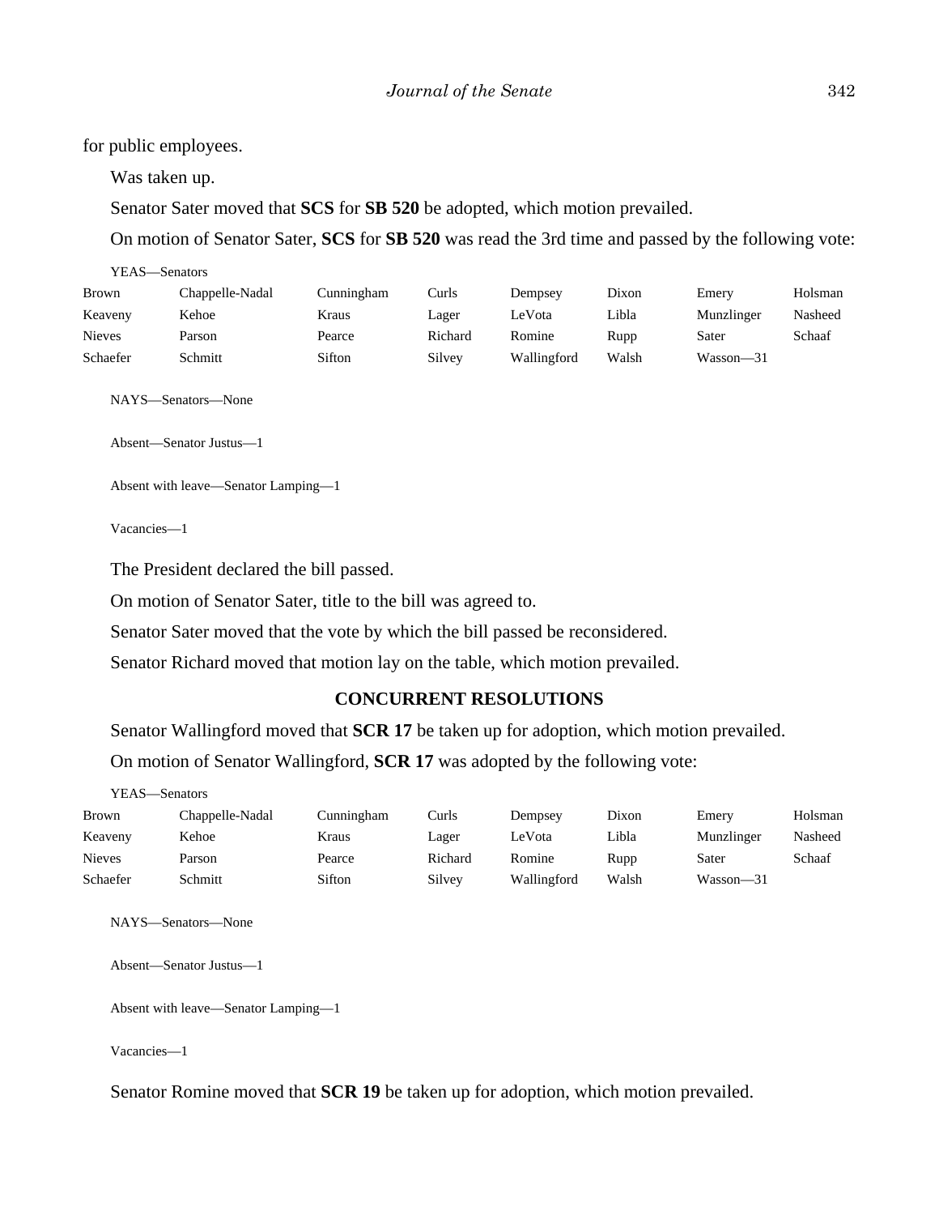for public employees.

Was taken up.

Senator Sater moved that **SCS** for **SB 520** be adopted, which motion prevailed.

On motion of Senator Sater, **SCS** for **SB 520** was read the 3rd time and passed by the following vote:

YEAS—Senators

| | | | | | | | |
|---|---|---|---|---|---|---|---|
| Brown | Chappelle-Nadal | Cunningham | Curls | Dempsey | Dixon | Emery | Holsman |
| Keaveny | Kehoe | Kraus | Lager | LeVota | Libla | Munzlinger | Nasheed |
| Nieves | Parson | Pearce | Richard | Romine | Rupp | Sater | Schaaf |
| Schaefer | Schmitt | Sifton | Silvey | Wallingford | Walsh | Wasson—31 | |

NAYS—Senators—None

Absent—Senator Justus—1

Absent with leave—Senator Lamping—1

Vacancies—1

The President declared the bill passed.

On motion of Senator Sater, title to the bill was agreed to.

Senator Sater moved that the vote by which the bill passed be reconsidered.

Senator Richard moved that motion lay on the table, which motion prevailed.

## CONCURRENT RESOLUTIONS

Senator Wallingford moved that **SCR 17** be taken up for adoption, which motion prevailed.

On motion of Senator Wallingford, **SCR 17** was adopted by the following vote:

YEAS—Senators

| | | | | | | | |
|---|---|---|---|---|---|---|---|
| Brown | Chappelle-Nadal | Cunningham | Curls | Dempsey | Dixon | Emery | Holsman |
| Keaveny | Kehoe | Kraus | Lager | LeVota | Libla | Munzlinger | Nasheed |
| Nieves | Parson | Pearce | Richard | Romine | Rupp | Sater | Schaaf |
| Schaefer | Schmitt | Sifton | Silvey | Wallingford | Walsh | Wasson—31 | |

NAYS—Senators—None

Absent—Senator Justus—1

Absent with leave—Senator Lamping—1

Vacancies—1

Senator Romine moved that **SCR 19** be taken up for adoption, which motion prevailed.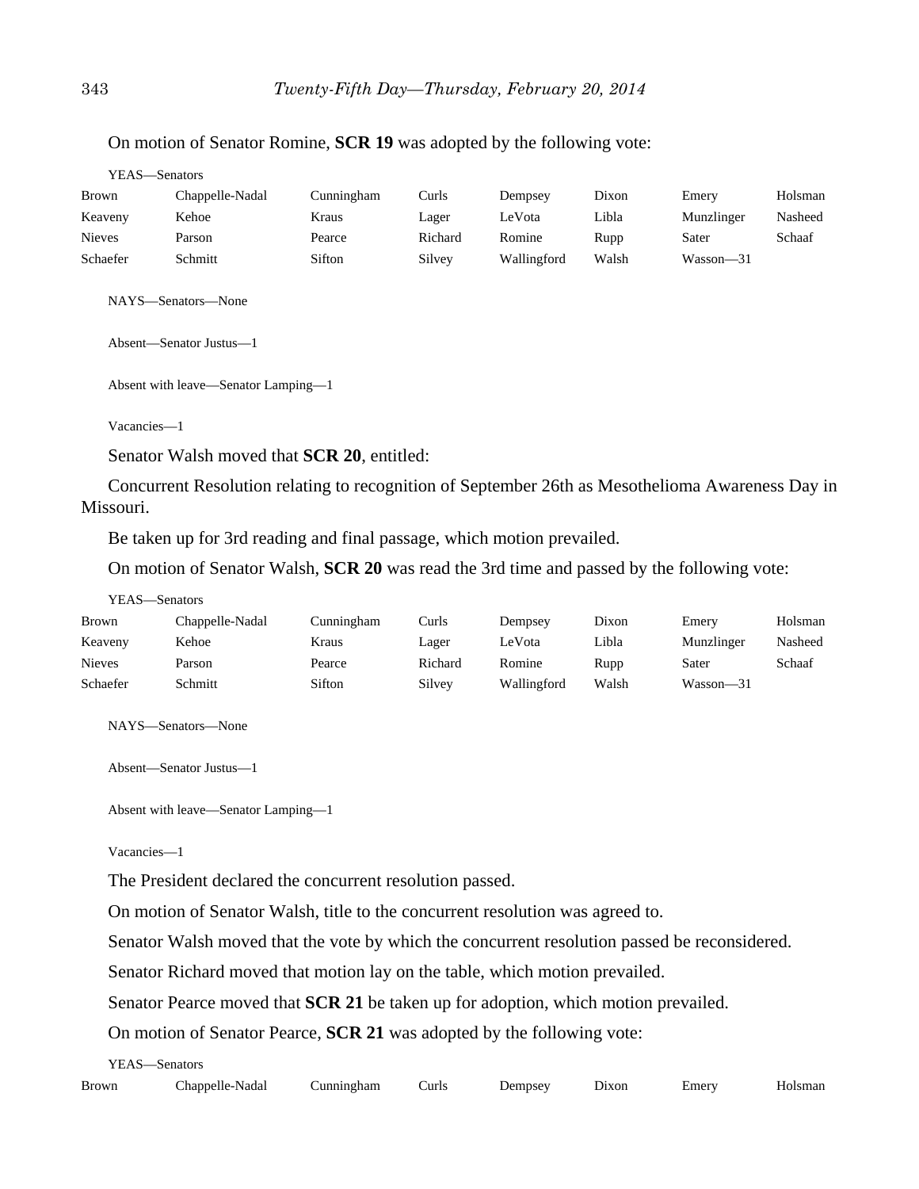On motion of Senator Romine, **SCR 19** was adopted by the following vote:

YEAS—Senators

| | | | | | | | |
|---|---|---|---|---|---|---|---|
| Brown | Chappelle-Nadal | Cunningham | Curls | Dempsey | Dixon | Emery | Holsman |
| Keaveny | Kehoe | Kraus | Lager | LeVota | Libla | Munzlinger | Nasheed |
| Nieves | Parson | Pearce | Richard | Romine | Rupp | Sater | Schaaf |
| Schaefer | Schmitt | Sifton | Silvey | Wallingford | Walsh | Wasson—31 | |

NAYS—Senators—None

Absent—Senator Justus—1

Absent with leave—Senator Lamping—1

Vacancies—1

Senator Walsh moved that **SCR 20**, entitled:

Concurrent Resolution relating to recognition of September 26th as Mesothelioma Awareness Day in Missouri.

Be taken up for 3rd reading and final passage, which motion prevailed.

On motion of Senator Walsh, **SCR 20** was read the 3rd time and passed by the following vote:

YEAS—Senators

| | | | | | | | |
|---|---|---|---|---|---|---|---|
| Brown | Chappelle-Nadal | Cunningham | Curls | Dempsey | Dixon | Emery | Holsman |
| Keaveny | Kehoe | Kraus | Lager | LeVota | Libla | Munzlinger | Nasheed |
| Nieves | Parson | Pearce | Richard | Romine | Rupp | Sater | Schaaf |
| Schaefer | Schmitt | Sifton | Silvey | Wallingford | Walsh | Wasson—31 | |

NAYS—Senators—None

Absent—Senator Justus—1

Absent with leave—Senator Lamping—1

Vacancies—1

The President declared the concurrent resolution passed.

On motion of Senator Walsh, title to the concurrent resolution was agreed to.

Senator Walsh moved that the vote by which the concurrent resolution passed be reconsidered.

Senator Richard moved that motion lay on the table, which motion prevailed.

Senator Pearce moved that **SCR 21** be taken up for adoption, which motion prevailed.

On motion of Senator Pearce, **SCR 21** was adopted by the following vote:

YEAS—Senators

| | | | | | | | |
|---|---|---|---|---|---|---|---|
| Brown | Chappelle-Nadal | Cunningham | Curls | Dempsey | Dixon | Emery | Holsman |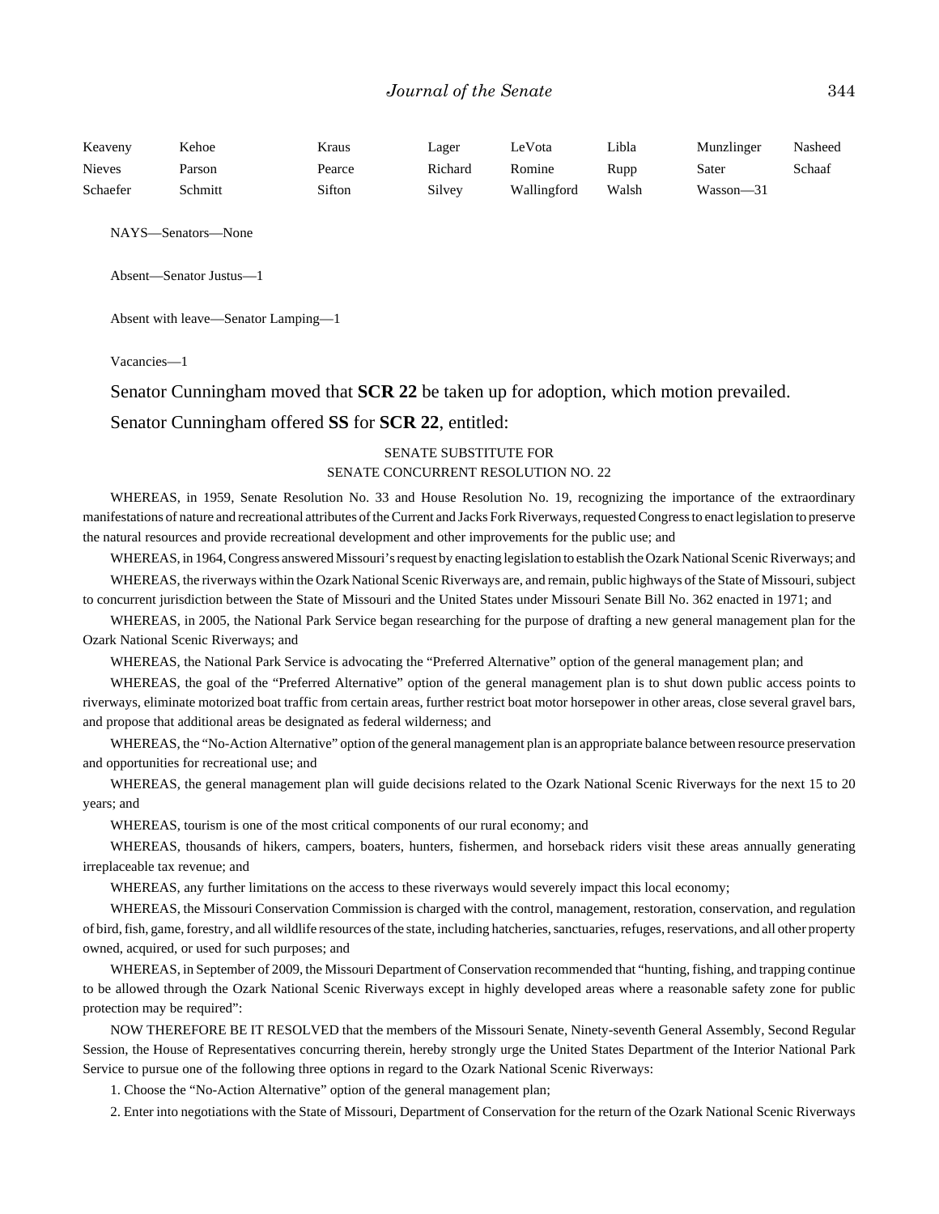| Keaveny | Kehoe | Kraus | Lager | LeVota | Libla | Munzlinger | Nasheed |
|---|---|---|---|---|---|---|---|
| Nieves | Parson | Pearce | Richard | Romine | Rupp | Sater | Schaaf |
| Schaefer | Schmitt | Sifton | Silvey | Wallingford | Walsh | Wasson—31 | |

NAYS—Senators—None

Absent—Senator Justus—1

Absent with leave—Senator Lamping—1

Vacancies—1

Senator Cunningham moved that **SCR 22** be taken up for adoption, which motion prevailed.

Senator Cunningham offered **SS** for **SCR 22**, entitled:

SENATE SUBSTITUTE FOR
SENATE CONCURRENT RESOLUTION NO. 22

WHEREAS, in 1959, Senate Resolution No. 33 and House Resolution No. 19, recognizing the importance of the extraordinary manifestations of nature and recreational attributes of the Current and Jacks Fork Riverways, requested Congress to enact legislation to preserve the natural resources and provide recreational development and other improvements for the public use; and

WHEREAS, in 1964, Congress answered Missouri's request by enacting legislation to establish the Ozark National Scenic Riverways; and

WHEREAS, the riverways within the Ozark National Scenic Riverways are, and remain, public highways of the State of Missouri, subject to concurrent jurisdiction between the State of Missouri and the United States under Missouri Senate Bill No. 362 enacted in 1971; and

WHEREAS, in 2005, the National Park Service began researching for the purpose of drafting a new general management plan for the Ozark National Scenic Riverways; and

WHEREAS, the National Park Service is advocating the "Preferred Alternative" option of the general management plan; and

WHEREAS, the goal of the "Preferred Alternative" option of the general management plan is to shut down public access points to riverways, eliminate motorized boat traffic from certain areas, further restrict boat motor horsepower in other areas, close several gravel bars, and propose that additional areas be designated as federal wilderness; and

WHEREAS, the "No-Action Alternative" option of the general management plan is an appropriate balance between resource preservation and opportunities for recreational use; and

WHEREAS, the general management plan will guide decisions related to the Ozark National Scenic Riverways for the next 15 to 20 years; and

WHEREAS, tourism is one of the most critical components of our rural economy; and

WHEREAS, thousands of hikers, campers, boaters, hunters, fishermen, and horseback riders visit these areas annually generating irreplaceable tax revenue; and

WHEREAS, any further limitations on the access to these riverways would severely impact this local economy;

WHEREAS, the Missouri Conservation Commission is charged with the control, management, restoration, conservation, and regulation of bird, fish, game, forestry, and all wildlife resources of the state, including hatcheries, sanctuaries, refuges, reservations, and all other property owned, acquired, or used for such purposes; and

WHEREAS, in September of 2009, the Missouri Department of Conservation recommended that "hunting, fishing, and trapping continue to be allowed through the Ozark National Scenic Riverways except in highly developed areas where a reasonable safety zone for public protection may be required":

NOW THEREFORE BE IT RESOLVED that the members of the Missouri Senate, Ninety-seventh General Assembly, Second Regular Session, the House of Representatives concurring therein, hereby strongly urge the United States Department of the Interior National Park Service to pursue one of the following three options in regard to the Ozark National Scenic Riverways:

1. Choose the "No-Action Alternative" option of the general management plan;

2. Enter into negotiations with the State of Missouri, Department of Conservation for the return of the Ozark National Scenic Riverways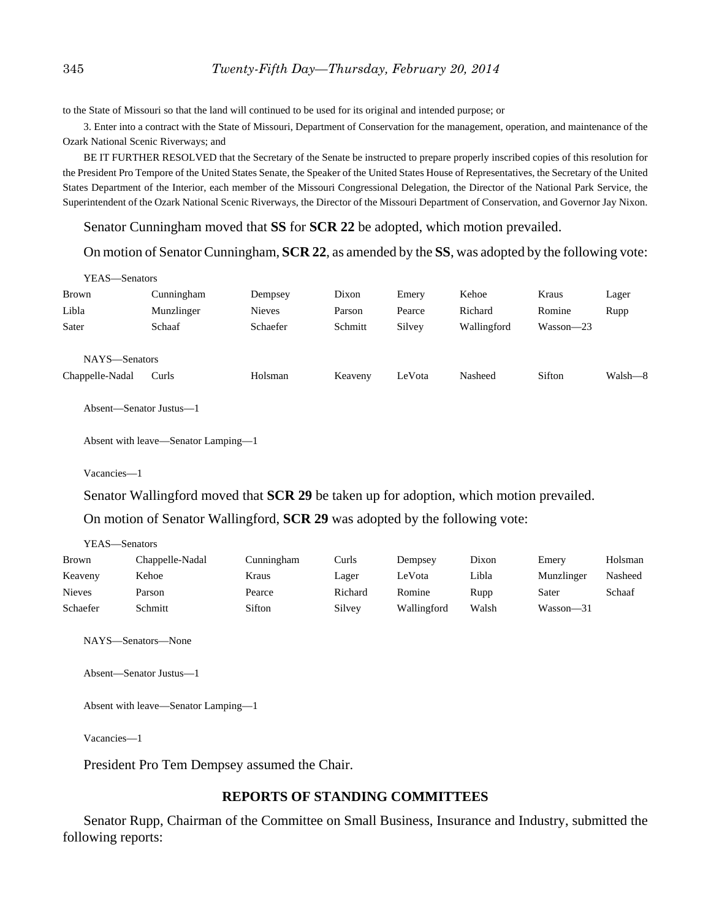to the State of Missouri so that the land will continued to be used for its original and intended purpose; or

3. Enter into a contract with the State of Missouri, Department of Conservation for the management, operation, and maintenance of the Ozark National Scenic Riverways; and

BE IT FURTHER RESOLVED that the Secretary of the Senate be instructed to prepare properly inscribed copies of this resolution for the President Pro Tempore of the United States Senate, the Speaker of the United States House of Representatives, the Secretary of the United States Department of the Interior, each member of the Missouri Congressional Delegation, the Director of the National Park Service, the Superintendent of the Ozark National Scenic Riverways, the Director of the Missouri Department of Conservation, and Governor Jay Nixon.

Senator Cunningham moved that **SS** for **SCR 22** be adopted, which motion prevailed.

On motion of Senator Cunningham, **SCR 22**, as amended by the **SS**, was adopted by the following vote:

YEAS—Senators

| | | | | | | | |
|---|---|---|---|---|---|---|---|
| Brown | Cunningham | Dempsey | Dixon | Emery | Kehoe | Kraus | Lager |
| Libla | Munzlinger | Nieves | Parson | Pearce | Richard | Romine | Rupp |
| Sater | Schaaf | Schaefer | Schmitt | Silvey | Wallingford | Wasson—23 | |

NAYS—Senators

| | | | | | | | |
|---|---|---|---|---|---|---|---|
| Chappelle-Nadal | Curls | Holsman | Keaveny | LeVota | Nasheed | Sifton | Walsh—8 |

Absent—Senator Justus—1

Absent with leave—Senator Lamping—1

Vacancies—1

Senator Wallingford moved that **SCR 29** be taken up for adoption, which motion prevailed.

On motion of Senator Wallingford, **SCR 29** was adopted by the following vote:

YEAS—Senators

| | | | | | | | |
|---|---|---|---|---|---|---|---|
| Brown | Chappelle-Nadal | Cunningham | Curls | Dempsey | Dixon | Emery | Holsman |
| Keaveny | Kehoe | Kraus | Lager | LeVota | Libla | Munzlinger | Nasheed |
| Nieves | Parson | Pearce | Richard | Romine | Rupp | Sater | Schaaf |
| Schaefer | Schmitt | Sifton | Silvey | Wallingford | Walsh | Wasson—31 | |

NAYS—Senators—None

Absent—Senator Justus—1

Absent with leave—Senator Lamping—1

Vacancies—1

President Pro Tem Dempsey assumed the Chair.

## REPORTS OF STANDING COMMITTEES

Senator Rupp, Chairman of the Committee on Small Business, Insurance and Industry, submitted the following reports: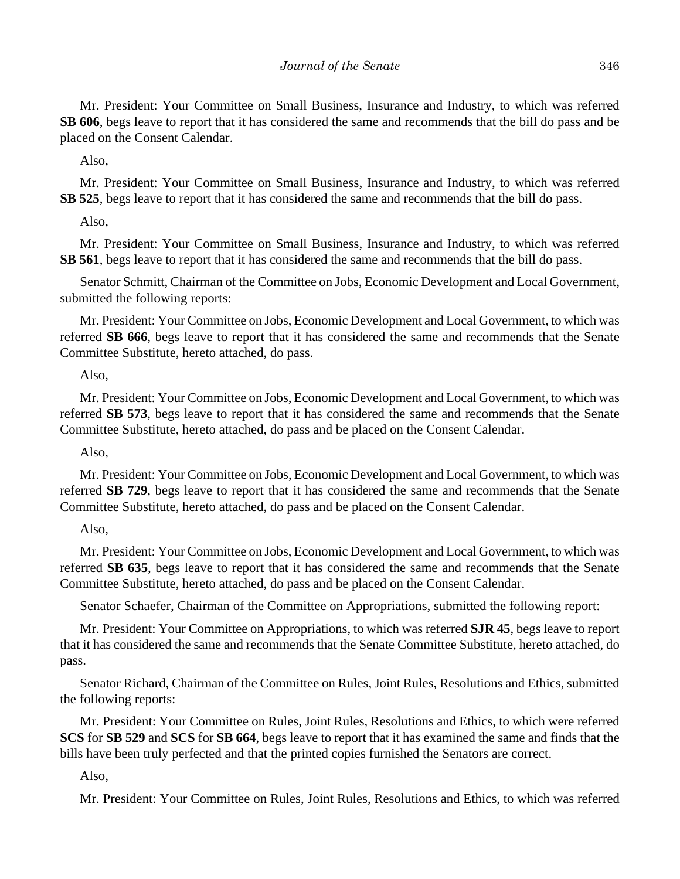Mr. President: Your Committee on Small Business, Insurance and Industry, to which was referred **SB 606**, begs leave to report that it has considered the same and recommends that the bill do pass and be placed on the Consent Calendar.

Also,

Mr. President: Your Committee on Small Business, Insurance and Industry, to which was referred **SB 525**, begs leave to report that it has considered the same and recommends that the bill do pass.

Also,

Mr. President: Your Committee on Small Business, Insurance and Industry, to which was referred **SB 561**, begs leave to report that it has considered the same and recommends that the bill do pass.

Senator Schmitt, Chairman of the Committee on Jobs, Economic Development and Local Government, submitted the following reports:

Mr. President: Your Committee on Jobs, Economic Development and Local Government, to which was referred **SB 666**, begs leave to report that it has considered the same and recommends that the Senate Committee Substitute, hereto attached, do pass.

Also,

Mr. President: Your Committee on Jobs, Economic Development and Local Government, to which was referred **SB 573**, begs leave to report that it has considered the same and recommends that the Senate Committee Substitute, hereto attached, do pass and be placed on the Consent Calendar.

Also,

Mr. President: Your Committee on Jobs, Economic Development and Local Government, to which was referred **SB 729**, begs leave to report that it has considered the same and recommends that the Senate Committee Substitute, hereto attached, do pass and be placed on the Consent Calendar.

Also,

Mr. President: Your Committee on Jobs, Economic Development and Local Government, to which was referred **SB 635**, begs leave to report that it has considered the same and recommends that the Senate Committee Substitute, hereto attached, do pass and be placed on the Consent Calendar.

Senator Schaefer, Chairman of the Committee on Appropriations, submitted the following report:

Mr. President: Your Committee on Appropriations, to which was referred **SJR 45**, begs leave to report that it has considered the same and recommends that the Senate Committee Substitute, hereto attached, do pass.

Senator Richard, Chairman of the Committee on Rules, Joint Rules, Resolutions and Ethics, submitted the following reports:

Mr. President: Your Committee on Rules, Joint Rules, Resolutions and Ethics, to which were referred **SCS** for **SB 529** and **SCS** for **SB 664**, begs leave to report that it has examined the same and finds that the bills have been truly perfected and that the printed copies furnished the Senators are correct.

Also,

Mr. President: Your Committee on Rules, Joint Rules, Resolutions and Ethics, to which was referred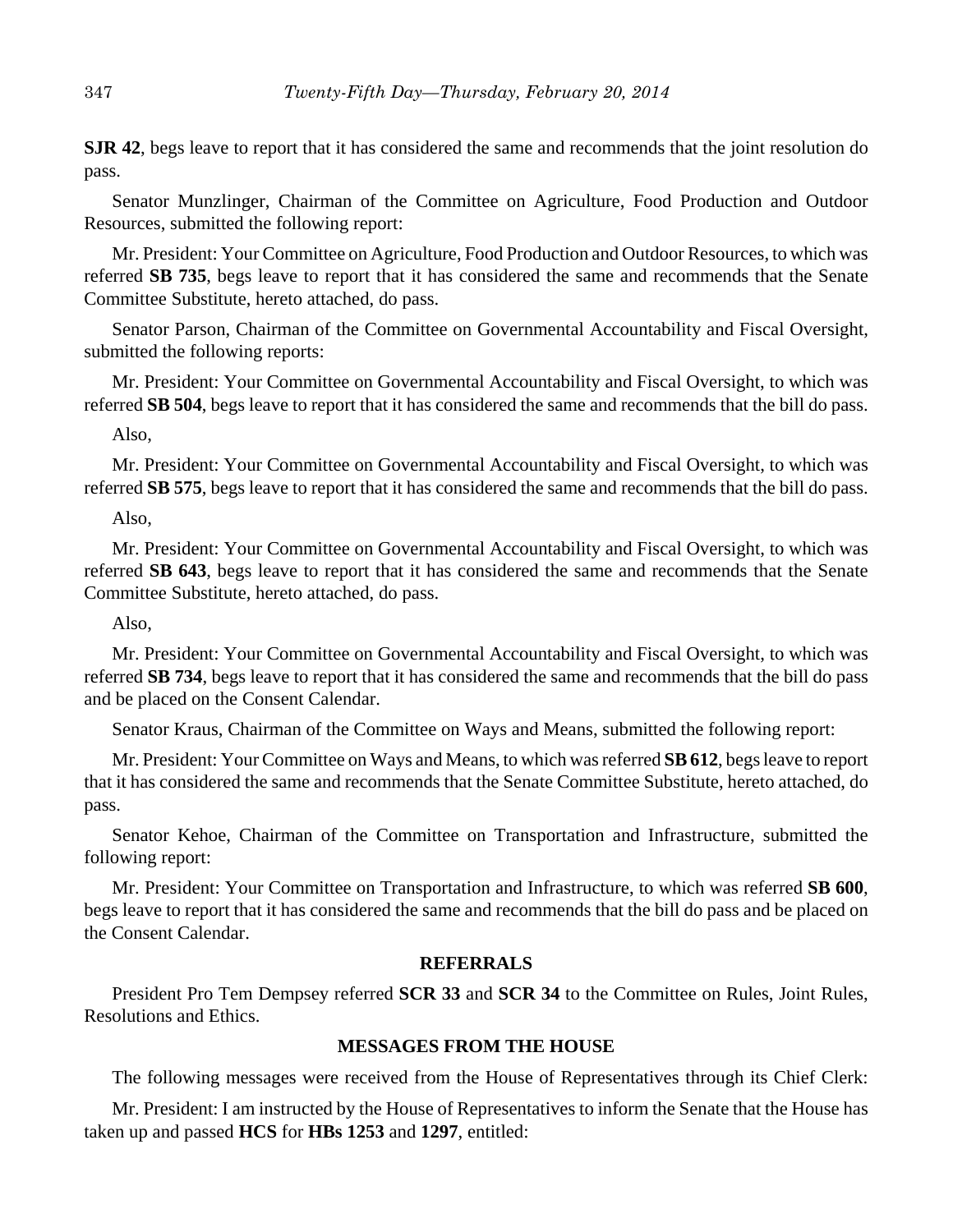**SJR 42**, begs leave to report that it has considered the same and recommends that the joint resolution do pass.

Senator Munzlinger, Chairman of the Committee on Agriculture, Food Production and Outdoor Resources, submitted the following report:

Mr. President: Your Committee on Agriculture, Food Production and Outdoor Resources, to which was referred **SB 735**, begs leave to report that it has considered the same and recommends that the Senate Committee Substitute, hereto attached, do pass.

Senator Parson, Chairman of the Committee on Governmental Accountability and Fiscal Oversight, submitted the following reports:

Mr. President: Your Committee on Governmental Accountability and Fiscal Oversight, to which was referred **SB 504**, begs leave to report that it has considered the same and recommends that the bill do pass.

Also,

Mr. President: Your Committee on Governmental Accountability and Fiscal Oversight, to which was referred **SB 575**, begs leave to report that it has considered the same and recommends that the bill do pass.

Also,

Mr. President: Your Committee on Governmental Accountability and Fiscal Oversight, to which was referred **SB 643**, begs leave to report that it has considered the same and recommends that the Senate Committee Substitute, hereto attached, do pass.

Also,

Mr. President: Your Committee on Governmental Accountability and Fiscal Oversight, to which was referred **SB 734**, begs leave to report that it has considered the same and recommends that the bill do pass and be placed on the Consent Calendar.

Senator Kraus, Chairman of the Committee on Ways and Means, submitted the following report:

Mr. President: Your Committee on Ways and Means, to which was referred **SB 612**, begs leave to report that it has considered the same and recommends that the Senate Committee Substitute, hereto attached, do pass.

Senator Kehoe, Chairman of the Committee on Transportation and Infrastructure, submitted the following report:

Mr. President: Your Committee on Transportation and Infrastructure, to which was referred **SB 600**, begs leave to report that it has considered the same and recommends that the bill do pass and be placed on the Consent Calendar.

## REFERRALS

President Pro Tem Dempsey referred **SCR 33** and **SCR 34** to the Committee on Rules, Joint Rules, Resolutions and Ethics.

## MESSAGES FROM THE HOUSE

The following messages were received from the House of Representatives through its Chief Clerk:

Mr. President: I am instructed by the House of Representatives to inform the Senate that the House has taken up and passed **HCS** for **HBs 1253** and **1297**, entitled: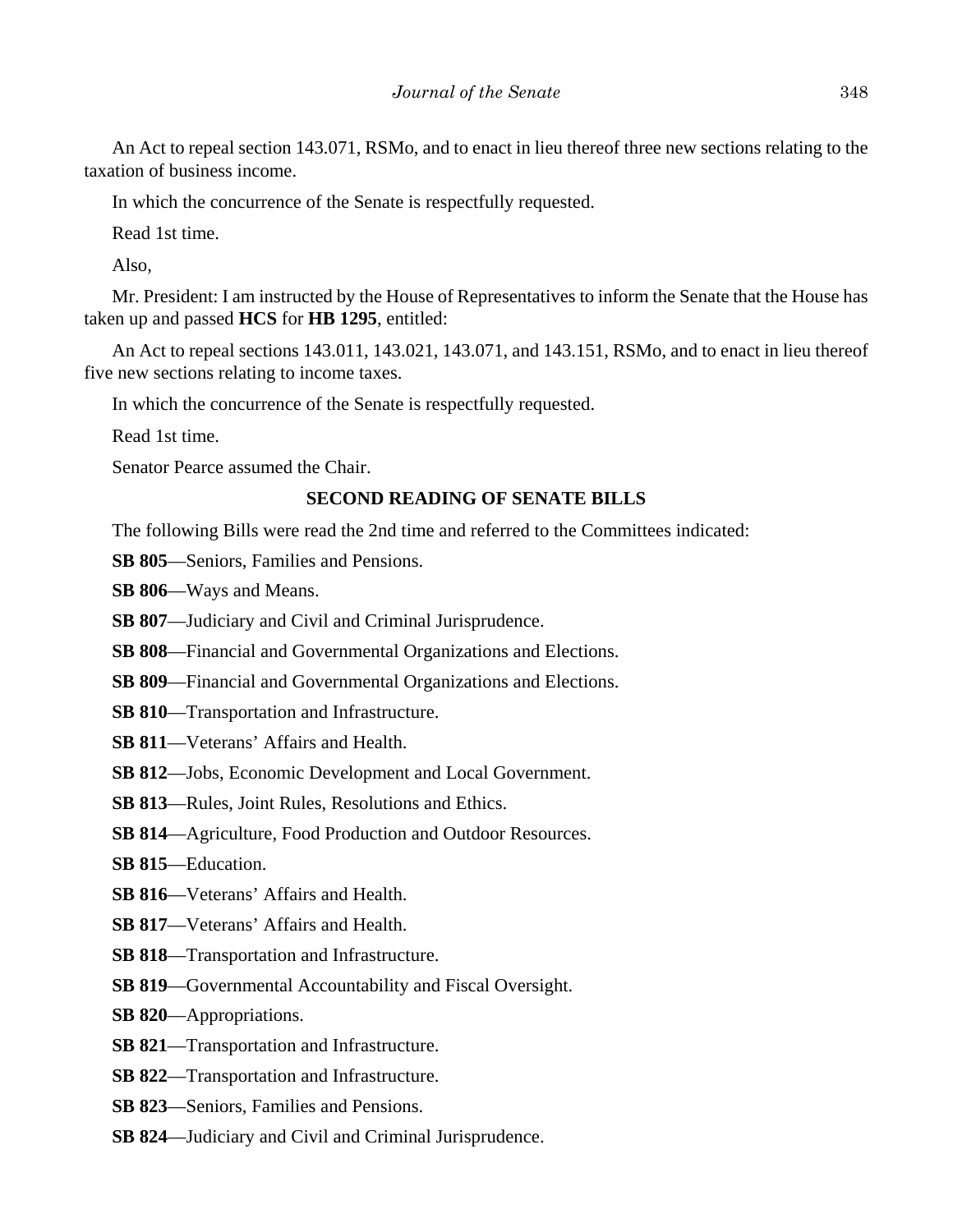An Act to repeal section 143.071, RSMo, and to enact in lieu thereof three new sections relating to the taxation of business income.

In which the concurrence of the Senate is respectfully requested.

Read 1st time.

Also,

Mr. President: I am instructed by the House of Representatives to inform the Senate that the House has taken up and passed **HCS** for **HB 1295**, entitled:

An Act to repeal sections 143.011, 143.021, 143.071, and 143.151, RSMo, and to enact in lieu thereof five new sections relating to income taxes.

In which the concurrence of the Senate is respectfully requested.

Read 1st time.

Senator Pearce assumed the Chair.

## SECOND READING OF SENATE BILLS

The following Bills were read the 2nd time and referred to the Committees indicated:

**SB 805**—Seniors, Families and Pensions.

**SB 806**—Ways and Means.

**SB 807**—Judiciary and Civil and Criminal Jurisprudence.

**SB 808**—Financial and Governmental Organizations and Elections.

**SB 809**—Financial and Governmental Organizations and Elections.

**SB 810**—Transportation and Infrastructure.

**SB 811**—Veterans' Affairs and Health.

**SB 812**—Jobs, Economic Development and Local Government.

**SB 813**—Rules, Joint Rules, Resolutions and Ethics.

**SB 814**—Agriculture, Food Production and Outdoor Resources.

**SB 815**—Education.

**SB 816**—Veterans' Affairs and Health.

**SB 817**—Veterans' Affairs and Health.

**SB 818**—Transportation and Infrastructure.

**SB 819**—Governmental Accountability and Fiscal Oversight.

**SB 820**—Appropriations.

**SB 821**—Transportation and Infrastructure.

**SB 822**—Transportation and Infrastructure.

**SB 823**—Seniors, Families and Pensions.

**SB 824**—Judiciary and Civil and Criminal Jurisprudence.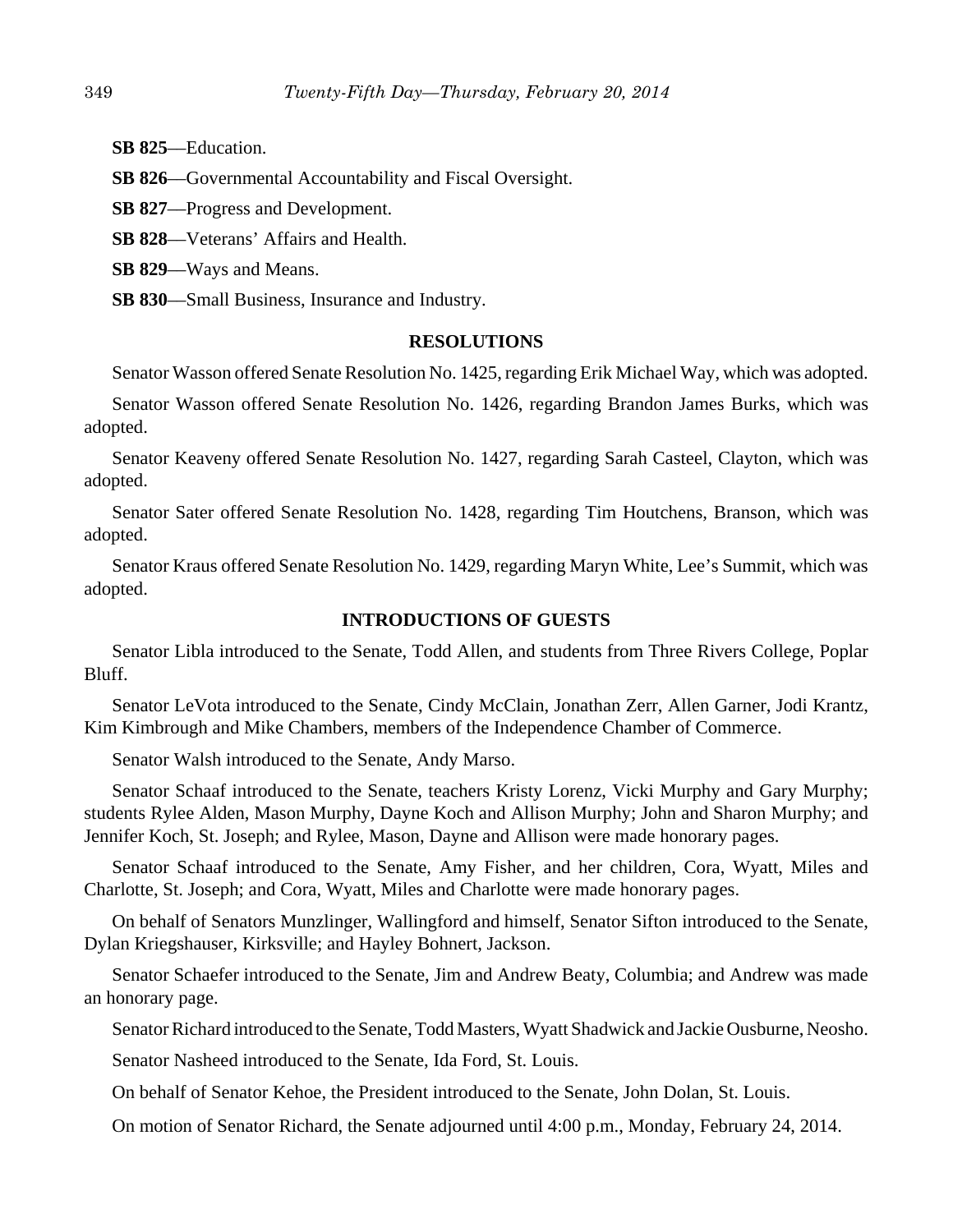**SB 825**—Education.

**SB 826**—Governmental Accountability and Fiscal Oversight.

**SB 827**—Progress and Development.

**SB 828**—Veterans' Affairs and Health.

**SB 829**—Ways and Means.

**SB 830**—Small Business, Insurance and Industry.

## RESOLUTIONS

Senator Wasson offered Senate Resolution No. 1425, regarding Erik Michael Way, which was adopted.

Senator Wasson offered Senate Resolution No. 1426, regarding Brandon James Burks, which was adopted.

Senator Keaveny offered Senate Resolution No. 1427, regarding Sarah Casteel, Clayton, which was adopted.

Senator Sater offered Senate Resolution No. 1428, regarding Tim Houtchens, Branson, which was adopted.

Senator Kraus offered Senate Resolution No. 1429, regarding Maryn White, Lee's Summit, which was adopted.

## INTRODUCTIONS OF GUESTS

Senator Libla introduced to the Senate, Todd Allen, and students from Three Rivers College, Poplar Bluff.

Senator LeVota introduced to the Senate, Cindy McClain, Jonathan Zerr, Allen Garner, Jodi Krantz, Kim Kimbrough and Mike Chambers, members of the Independence Chamber of Commerce.

Senator Walsh introduced to the Senate, Andy Marso.

Senator Schaaf introduced to the Senate, teachers Kristy Lorenz, Vicki Murphy and Gary Murphy; students Rylee Alden, Mason Murphy, Dayne Koch and Allison Murphy; John and Sharon Murphy; and Jennifer Koch, St. Joseph; and Rylee, Mason, Dayne and Allison were made honorary pages.

Senator Schaaf introduced to the Senate, Amy Fisher, and her children, Cora, Wyatt, Miles and Charlotte, St. Joseph; and Cora, Wyatt, Miles and Charlotte were made honorary pages.

On behalf of Senators Munzlinger, Wallingford and himself, Senator Sifton introduced to the Senate, Dylan Kriegshauser, Kirksville; and Hayley Bohnert, Jackson.

Senator Schaefer introduced to the Senate, Jim and Andrew Beaty, Columbia; and Andrew was made an honorary page.

Senator Richard introduced to the Senate, Todd Masters, Wyatt Shadwick and Jackie Ousburne, Neosho.

Senator Nasheed introduced to the Senate, Ida Ford, St. Louis.

On behalf of Senator Kehoe, the President introduced to the Senate, John Dolan, St. Louis.

On motion of Senator Richard, the Senate adjourned until 4:00 p.m., Monday, February 24, 2014.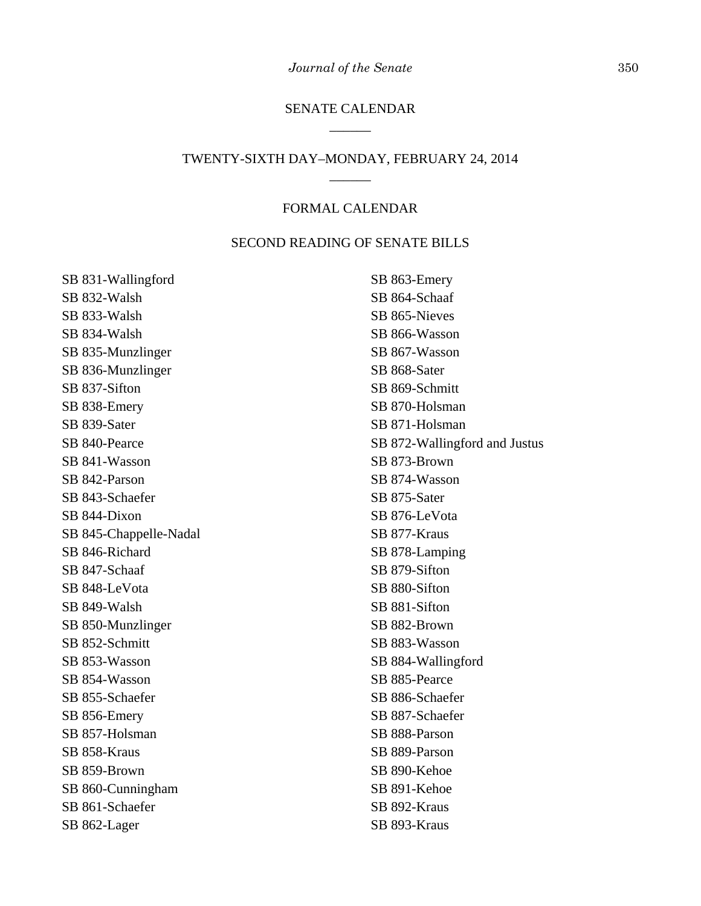## SENATE CALENDAR

______

## TWENTY-SIXTH DAY–MONDAY, FEBRUARY 24, 2014

______

### FORMAL CALENDAR

### SECOND READING OF SENATE BILLS

SB 831-Wallingford
SB 832-Walsh
SB 833-Walsh
SB 834-Walsh
SB 835-Munzlinger
SB 836-Munzlinger
SB 837-Sifton
SB 838-Emery
SB 839-Sater
SB 840-Pearce
SB 841-Wasson
SB 842-Parson
SB 843-Schaefer
SB 844-Dixon
SB 845-Chappelle-Nadal
SB 846-Richard
SB 847-Schaaf
SB 848-LeVota
SB 849-Walsh
SB 850-Munzlinger
SB 852-Schmitt
SB 853-Wasson
SB 854-Wasson
SB 855-Schaefer
SB 856-Emery
SB 857-Holsman
SB 858-Kraus
SB 859-Brown
SB 860-Cunningham
SB 861-Schaefer
SB 862-Lager
SB 863-Emery
SB 864-Schaaf
SB 865-Nieves
SB 866-Wasson
SB 867-Wasson
SB 868-Sater
SB 869-Schmitt
SB 870-Holsman
SB 871-Holsman
SB 872-Wallingford and Justus
SB 873-Brown
SB 874-Wasson
SB 875-Sater
SB 876-LeVota
SB 877-Kraus
SB 878-Lamping
SB 879-Sifton
SB 880-Sifton
SB 881-Sifton
SB 882-Brown
SB 883-Wasson
SB 884-Wallingford
SB 885-Pearce
SB 886-Schaefer
SB 887-Schaefer
SB 888-Parson
SB 889-Parson
SB 890-Kehoe
SB 891-Kehoe
SB 892-Kraus
SB 893-Kraus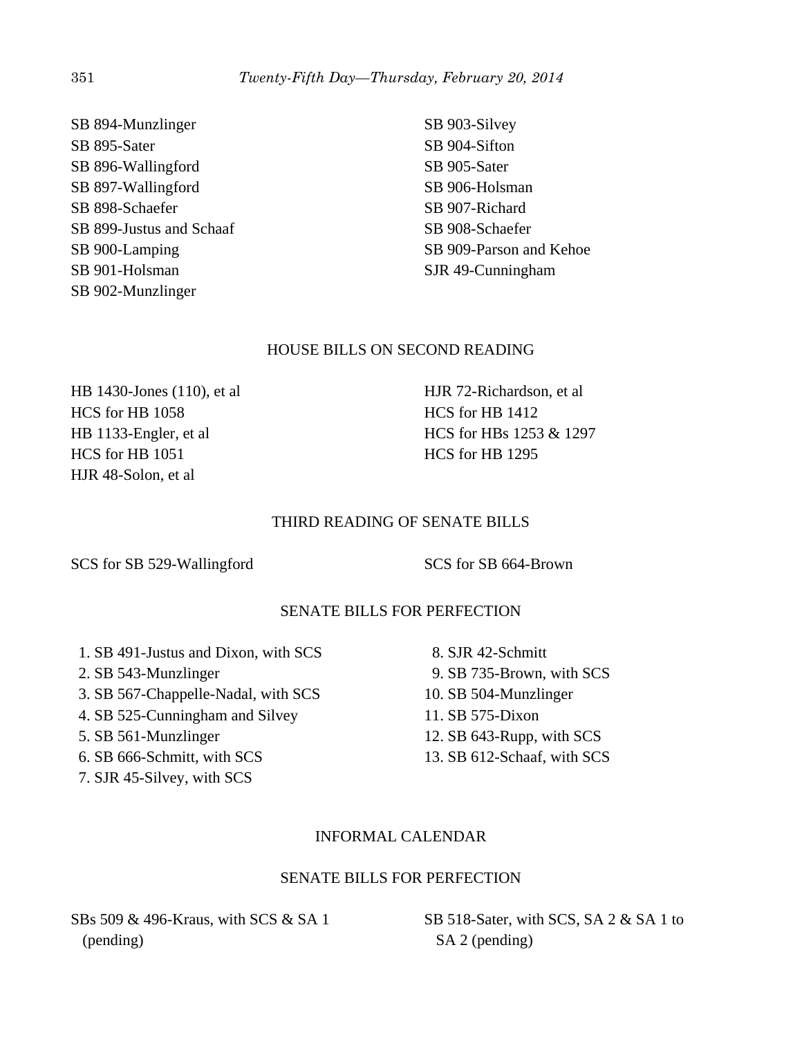SB 894-Munzlinger
SB 895-Sater
SB 896-Wallingford
SB 897-Wallingford
SB 898-Schaefer
SB 899-Justus and Schaaf
SB 900-Lamping
SB 901-Holsman
SB 902-Munzlinger
SB 903-Silvey
SB 904-Sifton
SB 905-Sater
SB 906-Holsman
SB 907-Richard
SB 908-Schaefer
SB 909-Parson and Kehoe
SJR 49-Cunningham

## HOUSE BILLS ON SECOND READING

HB 1430-Jones (110), et al
HCS for HB 1058
HB 1133-Engler, et al
HCS for HB 1051
HJR 48-Solon, et al
HJR 72-Richardson, et al
HCS for HB 1412
HCS for HBs 1253 & 1297
HCS for HB 1295

## THIRD READING OF SENATE BILLS

SCS for SB 529-Wallingford
SCS for SB 664-Brown

## SENATE BILLS FOR PERFECTION

1. SB 491-Justus and Dixon, with SCS
2. SB 543-Munzlinger
3. SB 567-Chappelle-Nadal, with SCS
4. SB 525-Cunningham and Silvey
5. SB 561-Munzlinger
6. SB 666-Schmitt, with SCS
7. SJR 45-Silvey, with SCS
8. SJR 42-Schmitt
9. SB 735-Brown, with SCS
10. SB 504-Munzlinger
11. SB 575-Dixon
12. SB 643-Rupp, with SCS
13. SB 612-Schaaf, with SCS

## INFORMAL CALENDAR

## SENATE BILLS FOR PERFECTION

SBs 509 & 496-Kraus, with SCS & SA 1 (pending)
SB 518-Sater, with SCS, SA 2 & SA 1 to SA 2 (pending)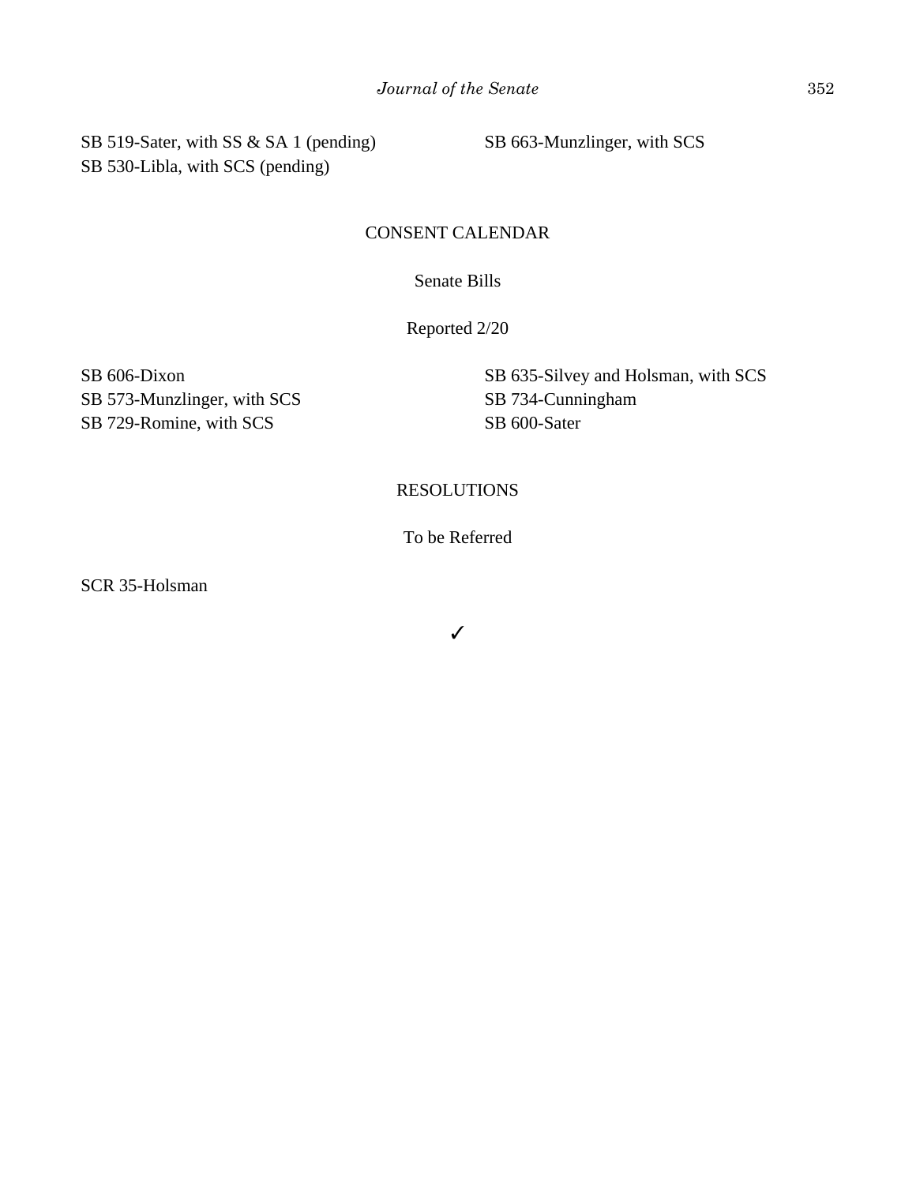SB 519-Sater, with SS & SA 1 (pending)
SB 530-Libla, with SCS (pending)
SB 663-Munzlinger, with SCS

CONSENT CALENDAR

Senate Bills

Reported 2/20

SB 606-Dixon
SB 573-Munzlinger, with SCS
SB 729-Romine, with SCS
SB 635-Silvey and Holsman, with SCS
SB 734-Cunningham
SB 600-Sater

RESOLUTIONS

To be Referred

SCR 35-Holsman

✓